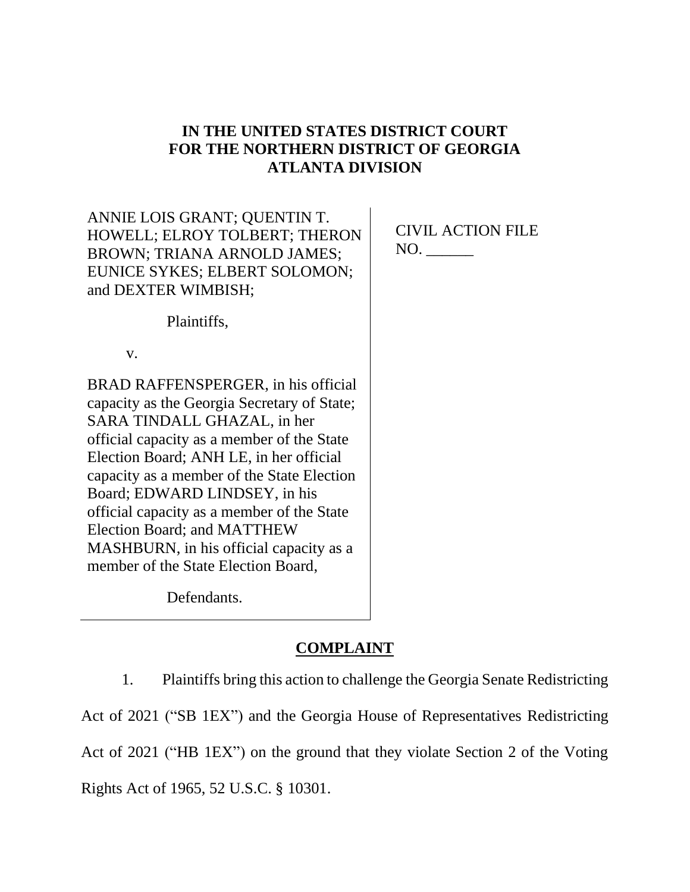**IN THE UNITED STATES DISTRICT COURT**
**FOR THE NORTHERN DISTRICT OF GEORGIA**
**ATLANTA DIVISION**

| | |
|---|---|
| ANNIE LOIS GRANT; QUENTIN T. HOWELL; ELROY TOLBERT; THERON BROWN; TRIANA ARNOLD JAMES; EUNICE SYKES; ELBERT SOLOMON; and DEXTER WIMBISH;<br><br>Plaintiffs,<br><br>v.<br><br>BRAD RAFFENSPERGER, in his official capacity as the Georgia Secretary of State; SARA TINDALL GHAZAL, in her official capacity as a member of the State Election Board; ANH LE, in her official capacity as a member of the State Election Board; EDWARD LINDSEY, in his official capacity as a member of the State Election Board; and MATTHEW MASHBURN, in his official capacity as a member of the State Election Board,<br><br>Defendants. | CIVIL ACTION FILE NO. ______ |

## COMPLAINT

1. Plaintiffs bring this action to challenge the Georgia Senate Redistricting Act of 2021 ("SB 1EX") and the Georgia House of Representatives Redistricting Act of 2021 ("HB 1EX") on the ground that they violate Section 2 of the Voting Rights Act of 1965, 52 U.S.C. § 10301.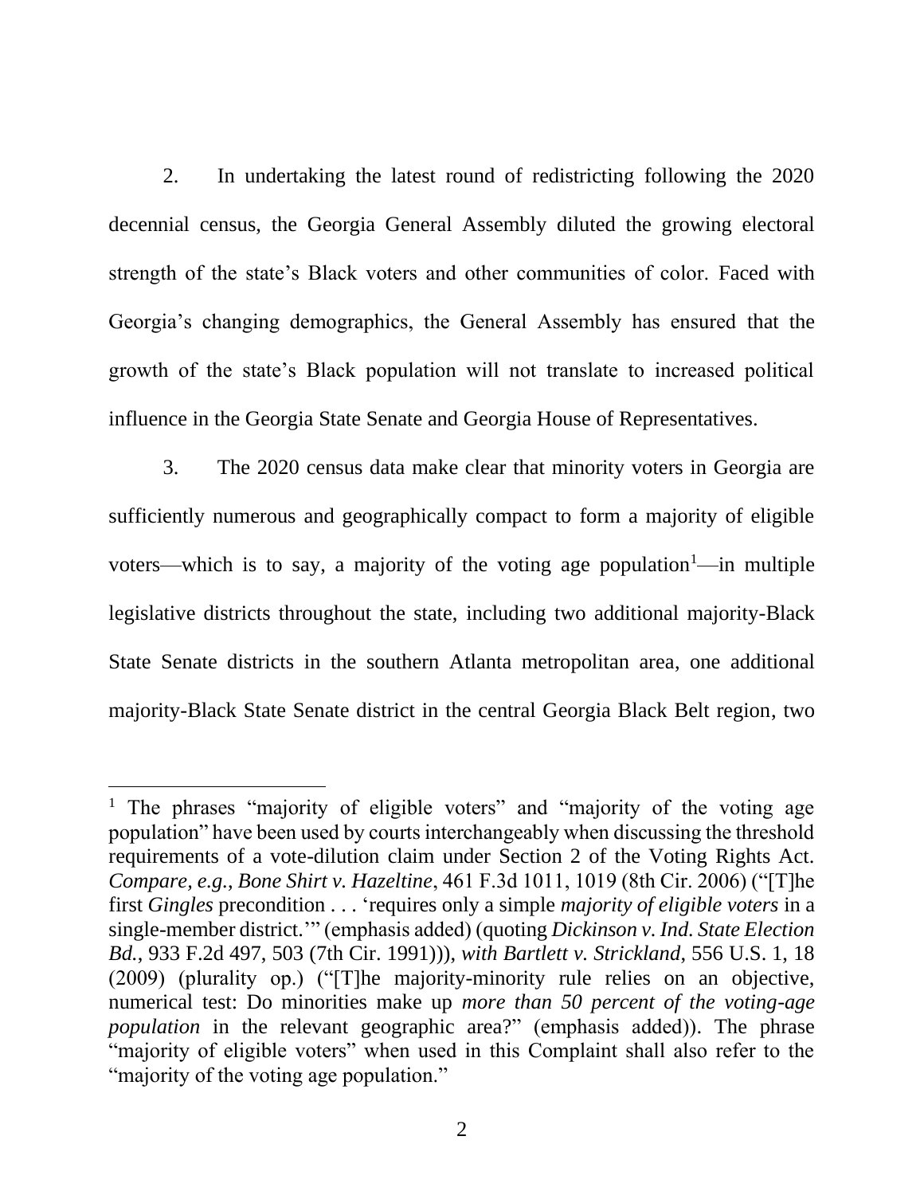2. In undertaking the latest round of redistricting following the 2020 decennial census, the Georgia General Assembly diluted the growing electoral strength of the state's Black voters and other communities of color. Faced with Georgia's changing demographics, the General Assembly has ensured that the growth of the state's Black population will not translate to increased political influence in the Georgia State Senate and Georgia House of Representatives.

3. The 2020 census data make clear that minority voters in Georgia are sufficiently numerous and geographically compact to form a majority of eligible voters—which is to say, a majority of the voting age population[1]—in multiple legislative districts throughout the state, including two additional majority-Black State Senate districts in the southern Atlanta metropolitan area, one additional majority-Black State Senate district in the central Georgia Black Belt region, two

---

[1] The phrases "majority of eligible voters" and "majority of the voting age population" have been used by courts interchangeably when discussing the threshold requirements of a vote-dilution claim under Section 2 of the Voting Rights Act. *Compare, e.g.*, *Bone Shirt v. Hazeltine*, 461 F.3d 1011, 1019 (8th Cir. 2006) ("[T]he first *Gingles* precondition . . . 'requires only a simple *majority of eligible voters* in a single-member district.'" (emphasis added) (quoting *Dickinson v. Ind. State Election Bd.*, 933 F.2d 497, 503 (7th Cir. 1991))), *with Bartlett v. Strickland*, 556 U.S. 1, 18 (2009) (plurality op.) ("[T]he majority-minority rule relies on an objective, numerical test: Do minorities make up *more than 50 percent of the voting-age population* in the relevant geographic area?" (emphasis added)). The phrase "majority of eligible voters" when used in this Complaint shall also refer to the "majority of the voting age population."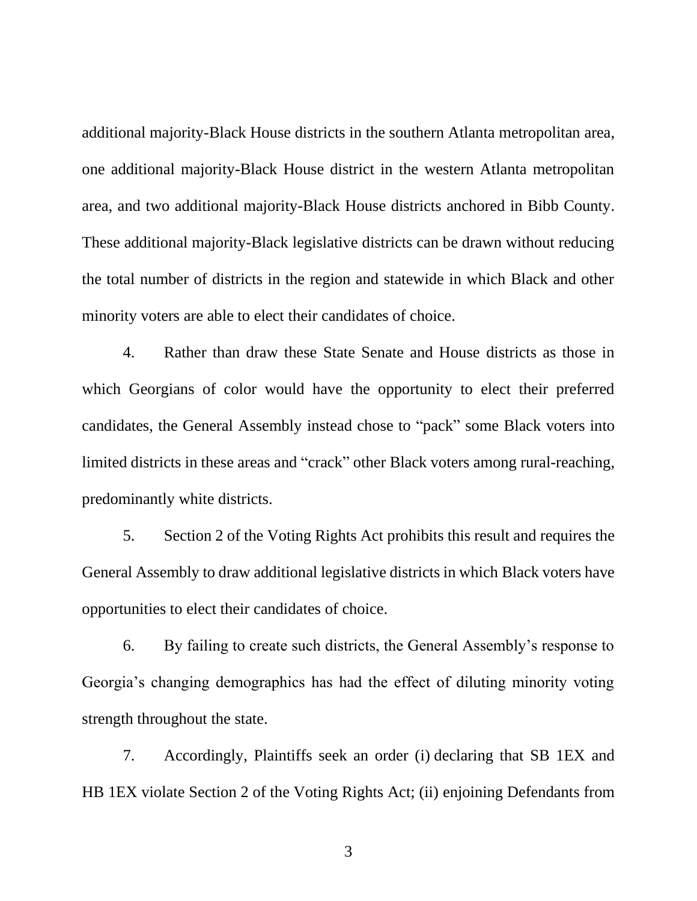additional majority-Black House districts in the southern Atlanta metropolitan area, one additional majority-Black House district in the western Atlanta metropolitan area, and two additional majority-Black House districts anchored in Bibb County. These additional majority-Black legislative districts can be drawn without reducing the total number of districts in the region and statewide in which Black and other minority voters are able to elect their candidates of choice.

4. Rather than draw these State Senate and House districts as those in which Georgians of color would have the opportunity to elect their preferred candidates, the General Assembly instead chose to "pack" some Black voters into limited districts in these areas and "crack" other Black voters among rural-reaching, predominantly white districts.

5. Section 2 of the Voting Rights Act prohibits this result and requires the General Assembly to draw additional legislative districts in which Black voters have opportunities to elect their candidates of choice.

6. By failing to create such districts, the General Assembly's response to Georgia's changing demographics has had the effect of diluting minority voting strength throughout the state.

7. Accordingly, Plaintiffs seek an order (i) declaring that SB 1EX and HB 1EX violate Section 2 of the Voting Rights Act; (ii) enjoining Defendants from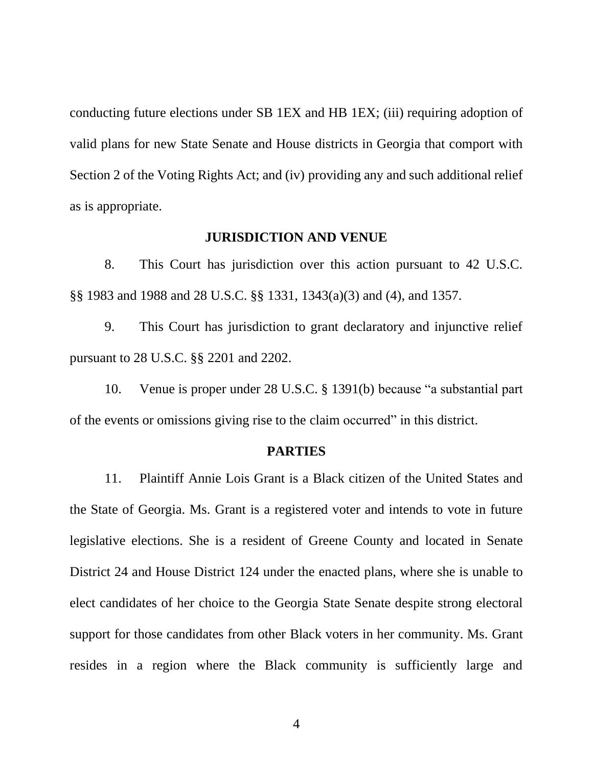conducting future elections under SB 1EX and HB 1EX; (iii) requiring adoption of valid plans for new State Senate and House districts in Georgia that comport with Section 2 of the Voting Rights Act; and (iv) providing any and such additional relief as is appropriate.

## JURISDICTION AND VENUE

8. This Court has jurisdiction over this action pursuant to 42 U.S.C. §§ 1983 and 1988 and 28 U.S.C. §§ 1331, 1343(a)(3) and (4), and 1357.

9. This Court has jurisdiction to grant declaratory and injunctive relief pursuant to 28 U.S.C. §§ 2201 and 2202.

10. Venue is proper under 28 U.S.C. § 1391(b) because "a substantial part of the events or omissions giving rise to the claim occurred" in this district.

## PARTIES

11. Plaintiff Annie Lois Grant is a Black citizen of the United States and the State of Georgia. Ms. Grant is a registered voter and intends to vote in future legislative elections. She is a resident of Greene County and located in Senate District 24 and House District 124 under the enacted plans, where she is unable to elect candidates of her choice to the Georgia State Senate despite strong electoral support for those candidates from other Black voters in her community. Ms. Grant resides in a region where the Black community is sufficiently large and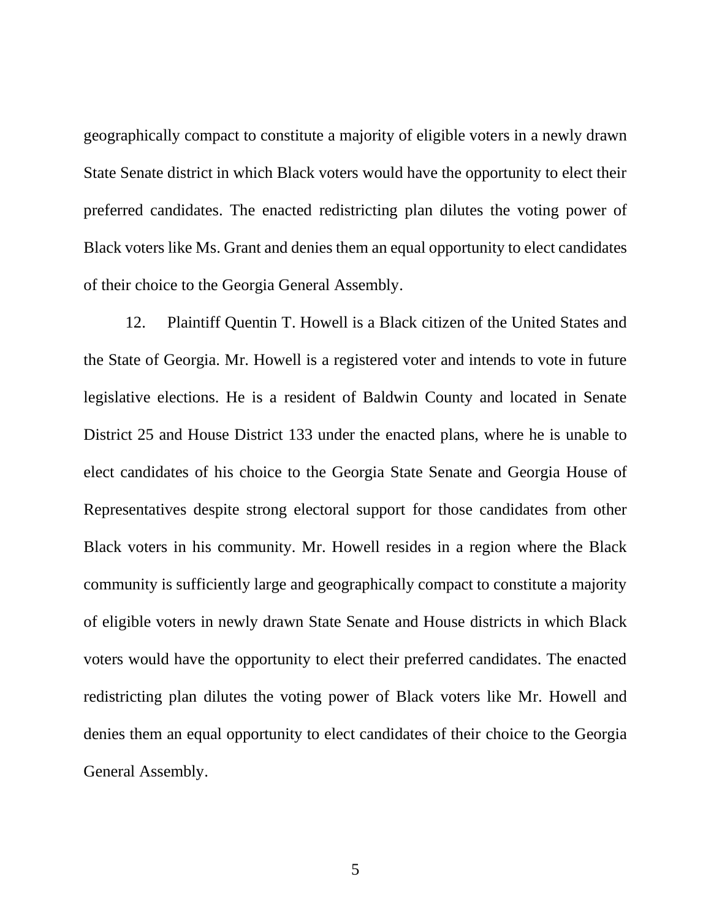geographically compact to constitute a majority of eligible voters in a newly drawn State Senate district in which Black voters would have the opportunity to elect their preferred candidates. The enacted redistricting plan dilutes the voting power of Black voters like Ms. Grant and denies them an equal opportunity to elect candidates of their choice to the Georgia General Assembly.

12. Plaintiff Quentin T. Howell is a Black citizen of the United States and the State of Georgia. Mr. Howell is a registered voter and intends to vote in future legislative elections. He is a resident of Baldwin County and located in Senate District 25 and House District 133 under the enacted plans, where he is unable to elect candidates of his choice to the Georgia State Senate and Georgia House of Representatives despite strong electoral support for those candidates from other Black voters in his community. Mr. Howell resides in a region where the Black community is sufficiently large and geographically compact to constitute a majority of eligible voters in newly drawn State Senate and House districts in which Black voters would have the opportunity to elect their preferred candidates. The enacted redistricting plan dilutes the voting power of Black voters like Mr. Howell and denies them an equal opportunity to elect candidates of their choice to the Georgia General Assembly.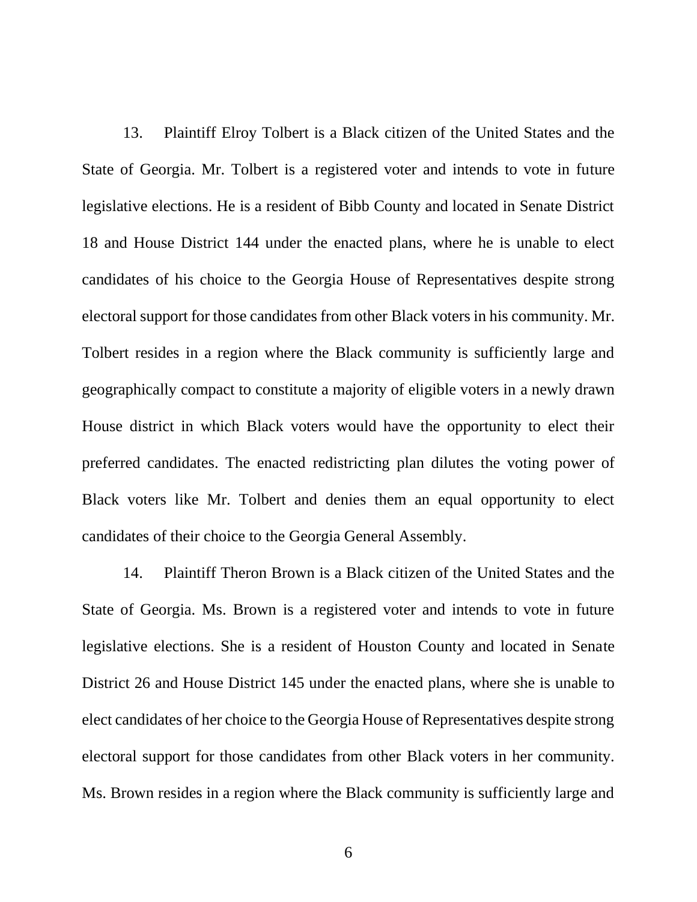13. Plaintiff Elroy Tolbert is a Black citizen of the United States and the State of Georgia. Mr. Tolbert is a registered voter and intends to vote in future legislative elections. He is a resident of Bibb County and located in Senate District 18 and House District 144 under the enacted plans, where he is unable to elect candidates of his choice to the Georgia House of Representatives despite strong electoral support for those candidates from other Black voters in his community. Mr. Tolbert resides in a region where the Black community is sufficiently large and geographically compact to constitute a majority of eligible voters in a newly drawn House district in which Black voters would have the opportunity to elect their preferred candidates. The enacted redistricting plan dilutes the voting power of Black voters like Mr. Tolbert and denies them an equal opportunity to elect candidates of their choice to the Georgia General Assembly.

14. Plaintiff Theron Brown is a Black citizen of the United States and the State of Georgia. Ms. Brown is a registered voter and intends to vote in future legislative elections. She is a resident of Houston County and located in Senate District 26 and House District 145 under the enacted plans, where she is unable to elect candidates of her choice to the Georgia House of Representatives despite strong electoral support for those candidates from other Black voters in her community. Ms. Brown resides in a region where the Black community is sufficiently large and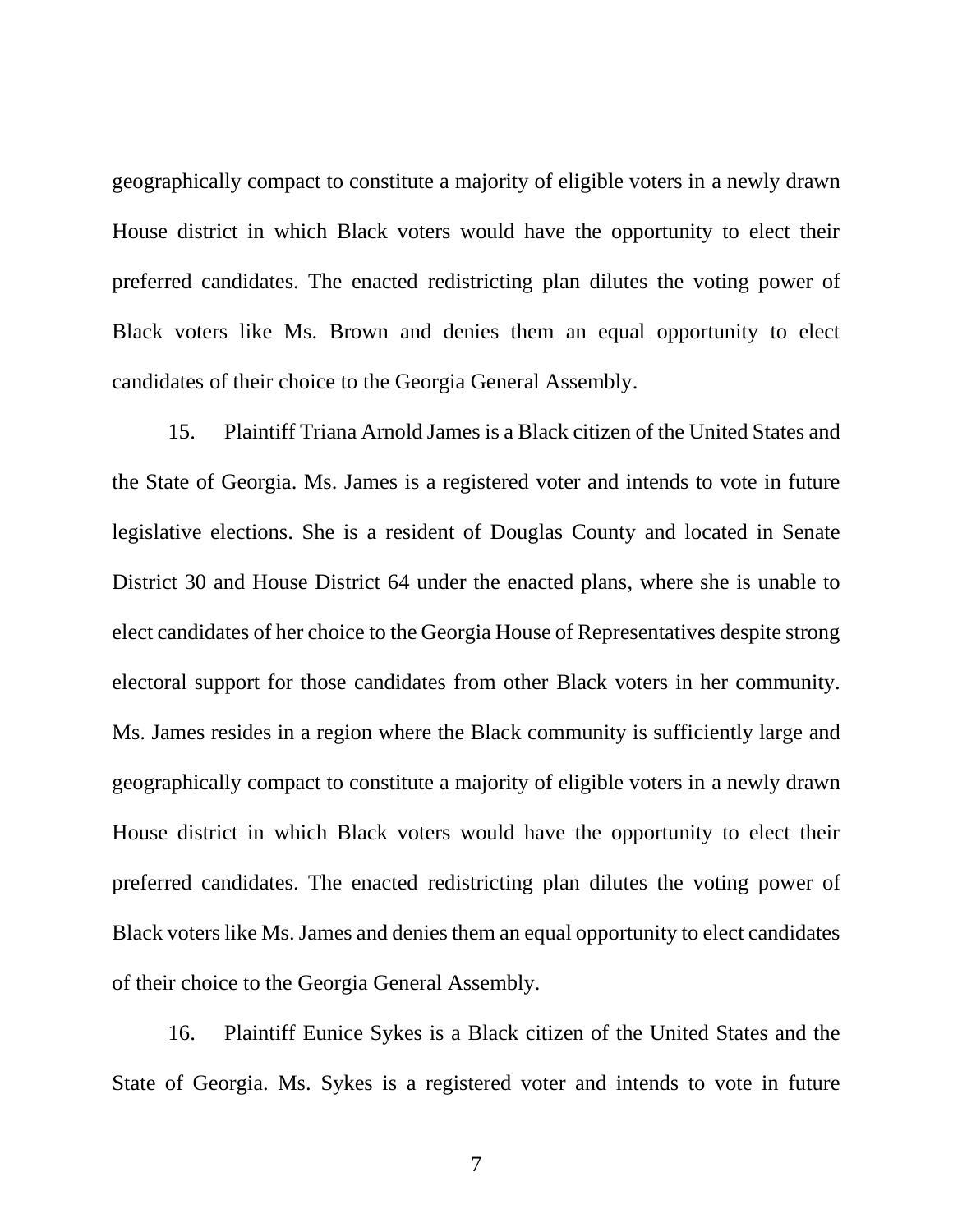geographically compact to constitute a majority of eligible voters in a newly drawn House district in which Black voters would have the opportunity to elect their preferred candidates. The enacted redistricting plan dilutes the voting power of Black voters like Ms. Brown and denies them an equal opportunity to elect candidates of their choice to the Georgia General Assembly.

15. Plaintiff Triana Arnold James is a Black citizen of the United States and the State of Georgia. Ms. James is a registered voter and intends to vote in future legislative elections. She is a resident of Douglas County and located in Senate District 30 and House District 64 under the enacted plans, where she is unable to elect candidates of her choice to the Georgia House of Representatives despite strong electoral support for those candidates from other Black voters in her community. Ms. James resides in a region where the Black community is sufficiently large and geographically compact to constitute a majority of eligible voters in a newly drawn House district in which Black voters would have the opportunity to elect their preferred candidates. The enacted redistricting plan dilutes the voting power of Black voters like Ms. James and denies them an equal opportunity to elect candidates of their choice to the Georgia General Assembly.

16. Plaintiff Eunice Sykes is a Black citizen of the United States and the State of Georgia. Ms. Sykes is a registered voter and intends to vote in future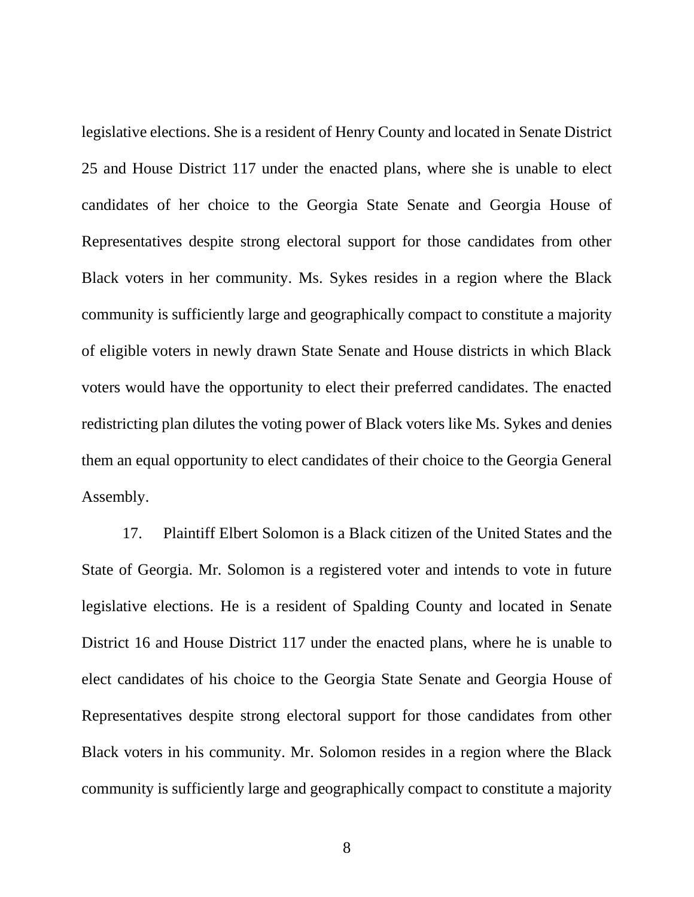legislative elections. She is a resident of Henry County and located in Senate District 25 and House District 117 under the enacted plans, where she is unable to elect candidates of her choice to the Georgia State Senate and Georgia House of Representatives despite strong electoral support for those candidates from other Black voters in her community. Ms. Sykes resides in a region where the Black community is sufficiently large and geographically compact to constitute a majority of eligible voters in newly drawn State Senate and House districts in which Black voters would have the opportunity to elect their preferred candidates. The enacted redistricting plan dilutes the voting power of Black voters like Ms. Sykes and denies them an equal opportunity to elect candidates of their choice to the Georgia General Assembly.

17. Plaintiff Elbert Solomon is a Black citizen of the United States and the State of Georgia. Mr. Solomon is a registered voter and intends to vote in future legislative elections. He is a resident of Spalding County and located in Senate District 16 and House District 117 under the enacted plans, where he is unable to elect candidates of his choice to the Georgia State Senate and Georgia House of Representatives despite strong electoral support for those candidates from other Black voters in his community. Mr. Solomon resides in a region where the Black community is sufficiently large and geographically compact to constitute a majority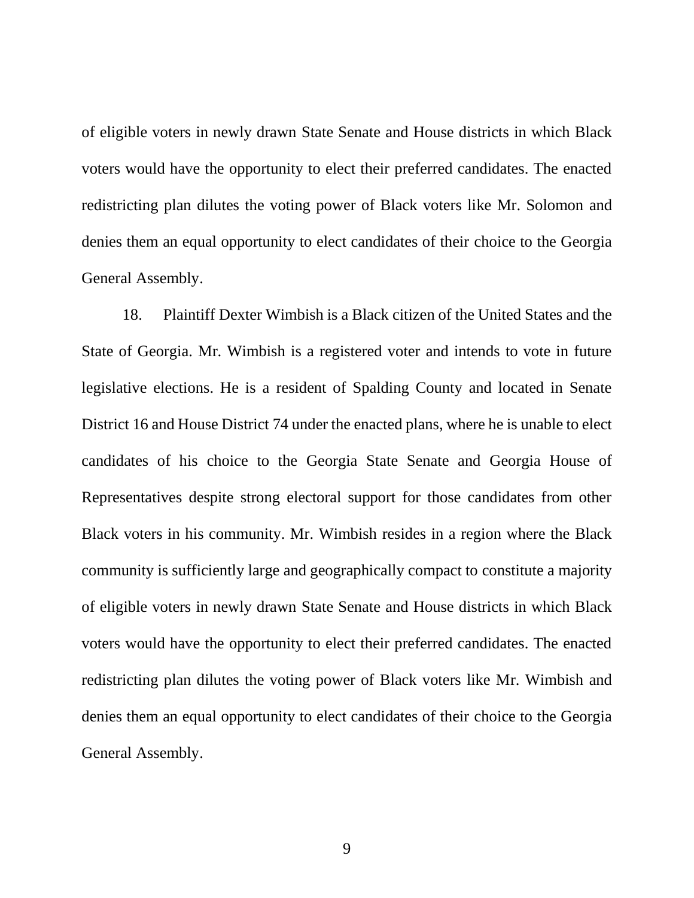of eligible voters in newly drawn State Senate and House districts in which Black voters would have the opportunity to elect their preferred candidates. The enacted redistricting plan dilutes the voting power of Black voters like Mr. Solomon and denies them an equal opportunity to elect candidates of their choice to the Georgia General Assembly.

18. Plaintiff Dexter Wimbish is a Black citizen of the United States and the State of Georgia. Mr. Wimbish is a registered voter and intends to vote in future legislative elections. He is a resident of Spalding County and located in Senate District 16 and House District 74 under the enacted plans, where he is unable to elect candidates of his choice to the Georgia State Senate and Georgia House of Representatives despite strong electoral support for those candidates from other Black voters in his community. Mr. Wimbish resides in a region where the Black community is sufficiently large and geographically compact to constitute a majority of eligible voters in newly drawn State Senate and House districts in which Black voters would have the opportunity to elect their preferred candidates. The enacted redistricting plan dilutes the voting power of Black voters like Mr. Wimbish and denies them an equal opportunity to elect candidates of their choice to the Georgia General Assembly.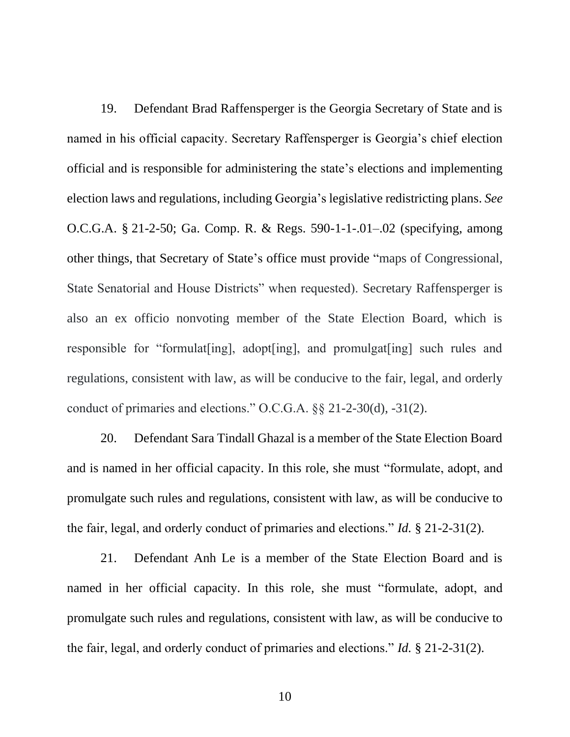19. Defendant Brad Raffensperger is the Georgia Secretary of State and is named in his official capacity. Secretary Raffensperger is Georgia's chief election official and is responsible for administering the state's elections and implementing election laws and regulations, including Georgia's legislative redistricting plans. *See* O.C.G.A. § 21-2-50; Ga. Comp. R. & Regs. 590-1-1-.01–.02 (specifying, among other things, that Secretary of State's office must provide "maps of Congressional, State Senatorial and House Districts" when requested). Secretary Raffensperger is also an ex officio nonvoting member of the State Election Board, which is responsible for "formulat[ing], adopt[ing], and promulgat[ing] such rules and regulations, consistent with law, as will be conducive to the fair, legal, and orderly conduct of primaries and elections." O.C.G.A. §§ 21-2-30(d), -31(2).

20. Defendant Sara Tindall Ghazal is a member of the State Election Board and is named in her official capacity. In this role, she must "formulate, adopt, and promulgate such rules and regulations, consistent with law, as will be conducive to the fair, legal, and orderly conduct of primaries and elections." *Id.* § 21-2-31(2).

21. Defendant Anh Le is a member of the State Election Board and is named in her official capacity. In this role, she must "formulate, adopt, and promulgate such rules and regulations, consistent with law, as will be conducive to the fair, legal, and orderly conduct of primaries and elections." *Id.* § 21-2-31(2).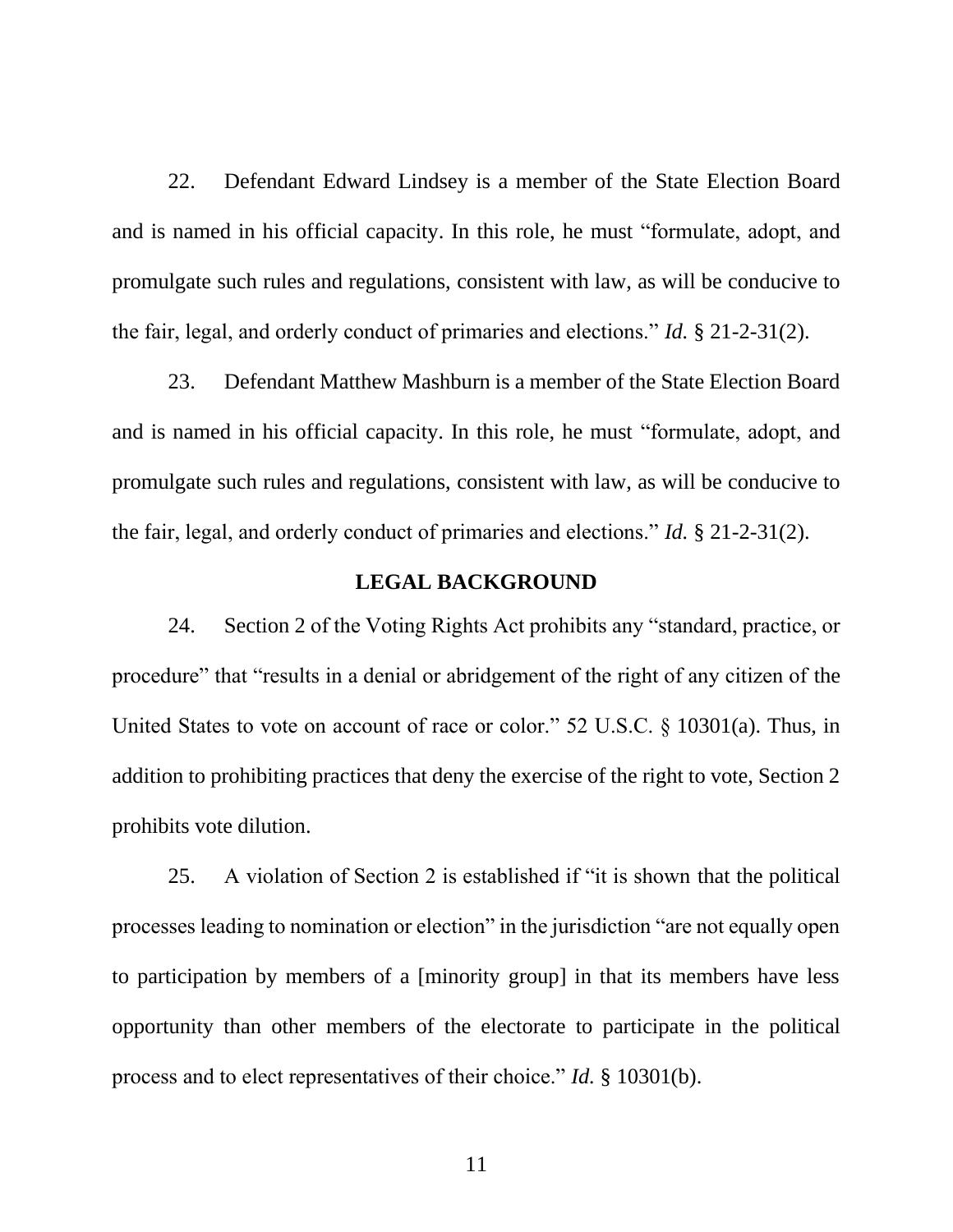22. Defendant Edward Lindsey is a member of the State Election Board and is named in his official capacity. In this role, he must "formulate, adopt, and promulgate such rules and regulations, consistent with law, as will be conducive to the fair, legal, and orderly conduct of primaries and elections." *Id.* § 21-2-31(2).

23. Defendant Matthew Mashburn is a member of the State Election Board and is named in his official capacity. In this role, he must "formulate, adopt, and promulgate such rules and regulations, consistent with law, as will be conducive to the fair, legal, and orderly conduct of primaries and elections." *Id.* § 21-2-31(2).

## LEGAL BACKGROUND

24. Section 2 of the Voting Rights Act prohibits any "standard, practice, or procedure" that "results in a denial or abridgement of the right of any citizen of the United States to vote on account of race or color." 52 U.S.C. § 10301(a). Thus, in addition to prohibiting practices that deny the exercise of the right to vote, Section 2 prohibits vote dilution.

25. A violation of Section 2 is established if "it is shown that the political processes leading to nomination or election" in the jurisdiction "are not equally open to participation by members of a [minority group] in that its members have less opportunity than other members of the electorate to participate in the political process and to elect representatives of their choice." *Id.* § 10301(b).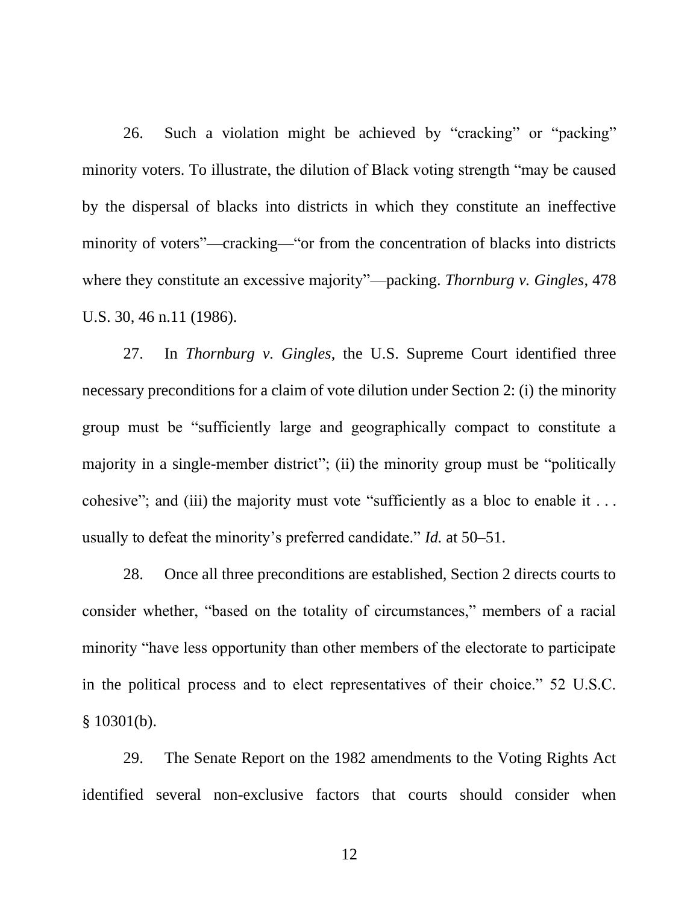26. Such a violation might be achieved by "cracking" or "packing" minority voters. To illustrate, the dilution of Black voting strength "may be caused by the dispersal of blacks into districts in which they constitute an ineffective minority of voters"—cracking—"or from the concentration of blacks into districts where they constitute an excessive majority"—packing. *Thornburg v. Gingles*, 478 U.S. 30, 46 n.11 (1986).

27. In *Thornburg v. Gingles*, the U.S. Supreme Court identified three necessary preconditions for a claim of vote dilution under Section 2: (i) the minority group must be "sufficiently large and geographically compact to constitute a majority in a single-member district"; (ii) the minority group must be "politically cohesive"; and (iii) the majority must vote "sufficiently as a bloc to enable it . . . usually to defeat the minority's preferred candidate." *Id.* at 50–51.

28. Once all three preconditions are established, Section 2 directs courts to consider whether, "based on the totality of circumstances," members of a racial minority "have less opportunity than other members of the electorate to participate in the political process and to elect representatives of their choice." 52 U.S.C. § 10301(b).

29. The Senate Report on the 1982 amendments to the Voting Rights Act identified several non-exclusive factors that courts should consider when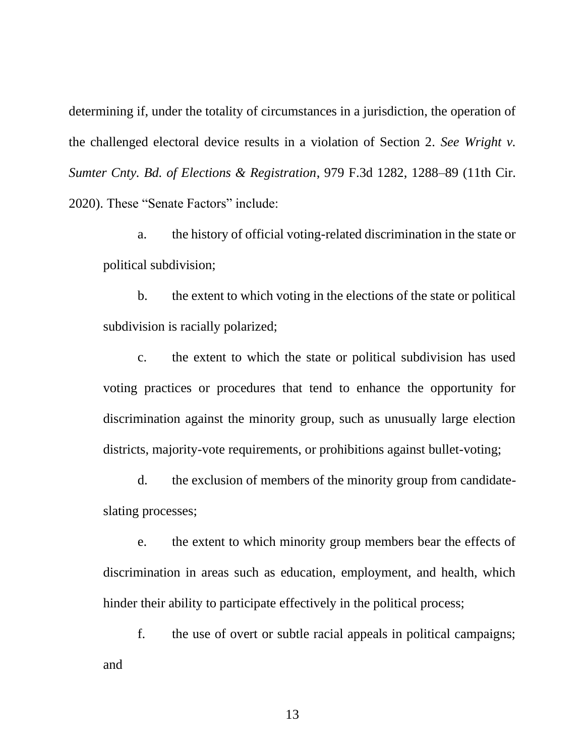determining if, under the totality of circumstances in a jurisdiction, the operation of the challenged electoral device results in a violation of Section 2. *See Wright v. Sumter Cnty. Bd. of Elections & Registration*, 979 F.3d 1282, 1288–89 (11th Cir. 2020). These "Senate Factors" include:

a. the history of official voting-related discrimination in the state or political subdivision;

b. the extent to which voting in the elections of the state or political subdivision is racially polarized;

c. the extent to which the state or political subdivision has used voting practices or procedures that tend to enhance the opportunity for discrimination against the minority group, such as unusually large election districts, majority-vote requirements, or prohibitions against bullet-voting;

d. the exclusion of members of the minority group from candidate-slating processes;

e. the extent to which minority group members bear the effects of discrimination in areas such as education, employment, and health, which hinder their ability to participate effectively in the political process;

f. the use of overt or subtle racial appeals in political campaigns; and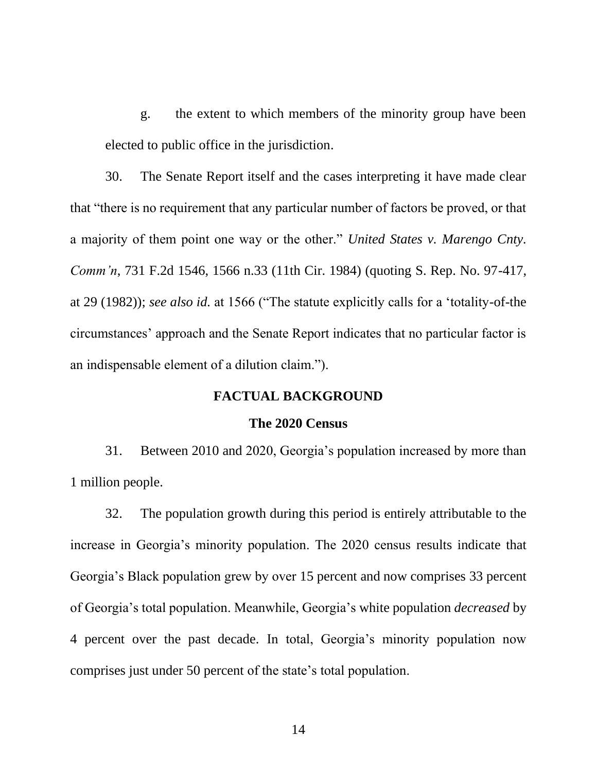g. the extent to which members of the minority group have been elected to public office in the jurisdiction.

30. The Senate Report itself and the cases interpreting it have made clear that "there is no requirement that any particular number of factors be proved, or that a majority of them point one way or the other." *United States v. Marengo Cnty. Comm'n*, 731 F.2d 1546, 1566 n.33 (11th Cir. 1984) (quoting S. Rep. No. 97-417, at 29 (1982)); *see also id.* at 1566 ("The statute explicitly calls for a 'totality-of-the circumstances' approach and the Senate Report indicates that no particular factor is an indispensable element of a dilution claim.").

## FACTUAL BACKGROUND

### The 2020 Census

31. Between 2010 and 2020, Georgia's population increased by more than 1 million people.

32. The population growth during this period is entirely attributable to the increase in Georgia's minority population. The 2020 census results indicate that Georgia's Black population grew by over 15 percent and now comprises 33 percent of Georgia's total population. Meanwhile, Georgia's white population *decreased* by 4 percent over the past decade. In total, Georgia's minority population now comprises just under 50 percent of the state's total population.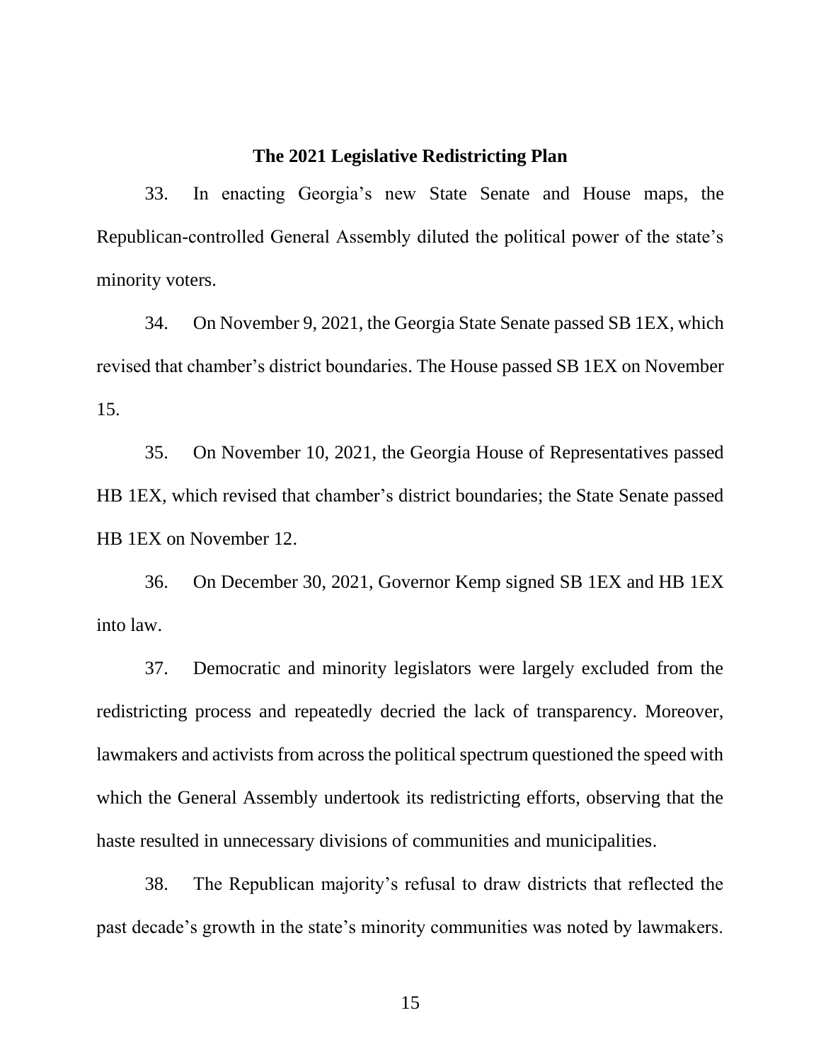### The 2021 Legislative Redistricting Plan

33. In enacting Georgia's new State Senate and House maps, the Republican-controlled General Assembly diluted the political power of the state's minority voters.

34. On November 9, 2021, the Georgia State Senate passed SB 1EX, which revised that chamber's district boundaries. The House passed SB 1EX on November 15.

35. On November 10, 2021, the Georgia House of Representatives passed HB 1EX, which revised that chamber's district boundaries; the State Senate passed HB 1EX on November 12.

36. On December 30, 2021, Governor Kemp signed SB 1EX and HB 1EX into law.

37. Democratic and minority legislators were largely excluded from the redistricting process and repeatedly decried the lack of transparency. Moreover, lawmakers and activists from across the political spectrum questioned the speed with which the General Assembly undertook its redistricting efforts, observing that the haste resulted in unnecessary divisions of communities and municipalities.

38. The Republican majority's refusal to draw districts that reflected the past decade's growth in the state's minority communities was noted by lawmakers.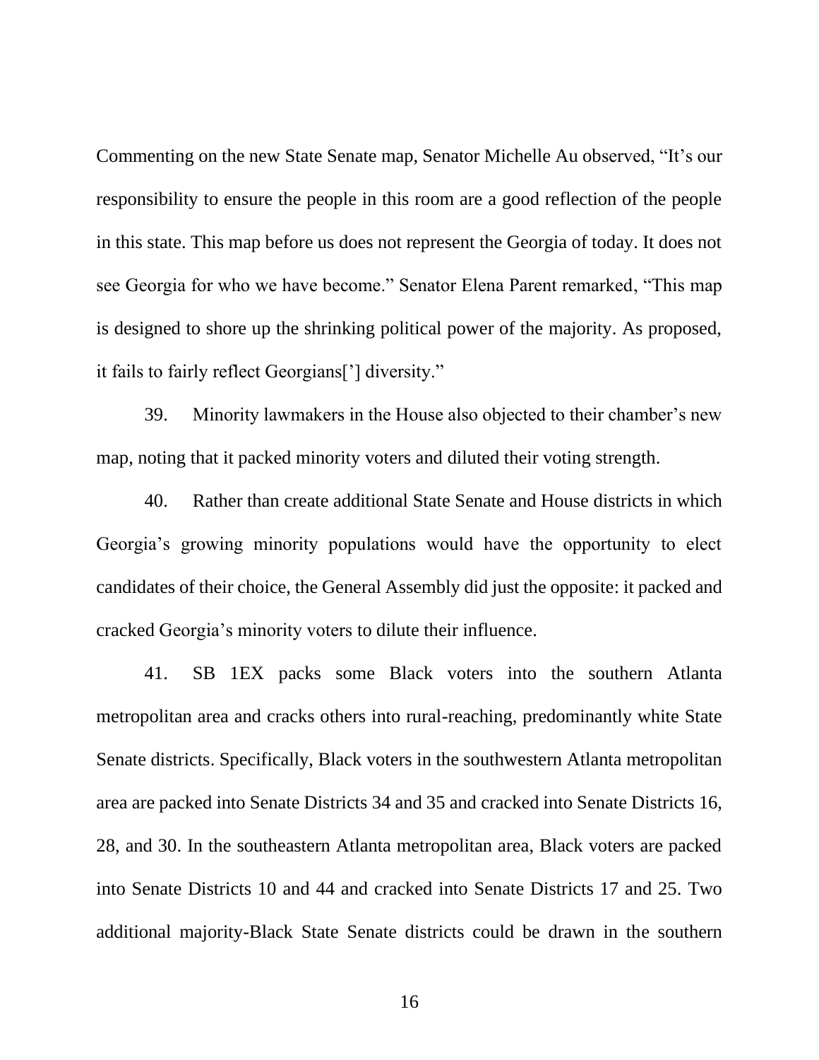Commenting on the new State Senate map, Senator Michelle Au observed, "It's our responsibility to ensure the people in this room are a good reflection of the people in this state. This map before us does not represent the Georgia of today. It does not see Georgia for who we have become." Senator Elena Parent remarked, "This map is designed to shore up the shrinking political power of the majority. As proposed, it fails to fairly reflect Georgians['] diversity."

39. Minority lawmakers in the House also objected to their chamber's new map, noting that it packed minority voters and diluted their voting strength.

40. Rather than create additional State Senate and House districts in which Georgia's growing minority populations would have the opportunity to elect candidates of their choice, the General Assembly did just the opposite: it packed and cracked Georgia's minority voters to dilute their influence.

41. SB 1EX packs some Black voters into the southern Atlanta metropolitan area and cracks others into rural-reaching, predominantly white State Senate districts. Specifically, Black voters in the southwestern Atlanta metropolitan area are packed into Senate Districts 34 and 35 and cracked into Senate Districts 16, 28, and 30. In the southeastern Atlanta metropolitan area, Black voters are packed into Senate Districts 10 and 44 and cracked into Senate Districts 17 and 25. Two additional majority-Black State Senate districts could be drawn in the southern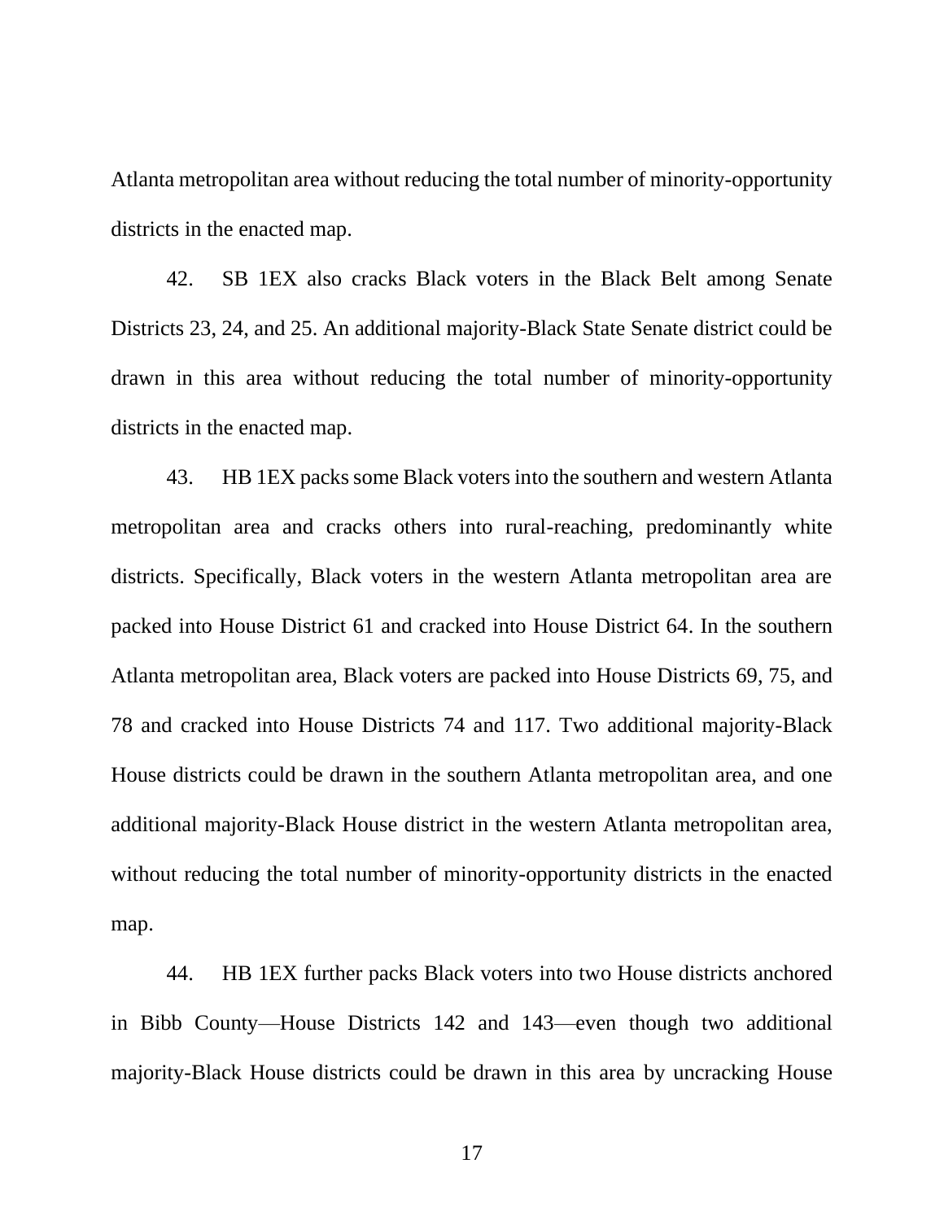Atlanta metropolitan area without reducing the total number of minority-opportunity districts in the enacted map.

42. SB 1EX also cracks Black voters in the Black Belt among Senate Districts 23, 24, and 25. An additional majority-Black State Senate district could be drawn in this area without reducing the total number of minority-opportunity districts in the enacted map.

43. HB 1EX packs some Black voters into the southern and western Atlanta metropolitan area and cracks others into rural-reaching, predominantly white districts. Specifically, Black voters in the western Atlanta metropolitan area are packed into House District 61 and cracked into House District 64. In the southern Atlanta metropolitan area, Black voters are packed into House Districts 69, 75, and 78 and cracked into House Districts 74 and 117. Two additional majority-Black House districts could be drawn in the southern Atlanta metropolitan area, and one additional majority-Black House district in the western Atlanta metropolitan area, without reducing the total number of minority-opportunity districts in the enacted map.

44. HB 1EX further packs Black voters into two House districts anchored in Bibb County—House Districts 142 and 143—even though two additional majority-Black House districts could be drawn in this area by uncracking House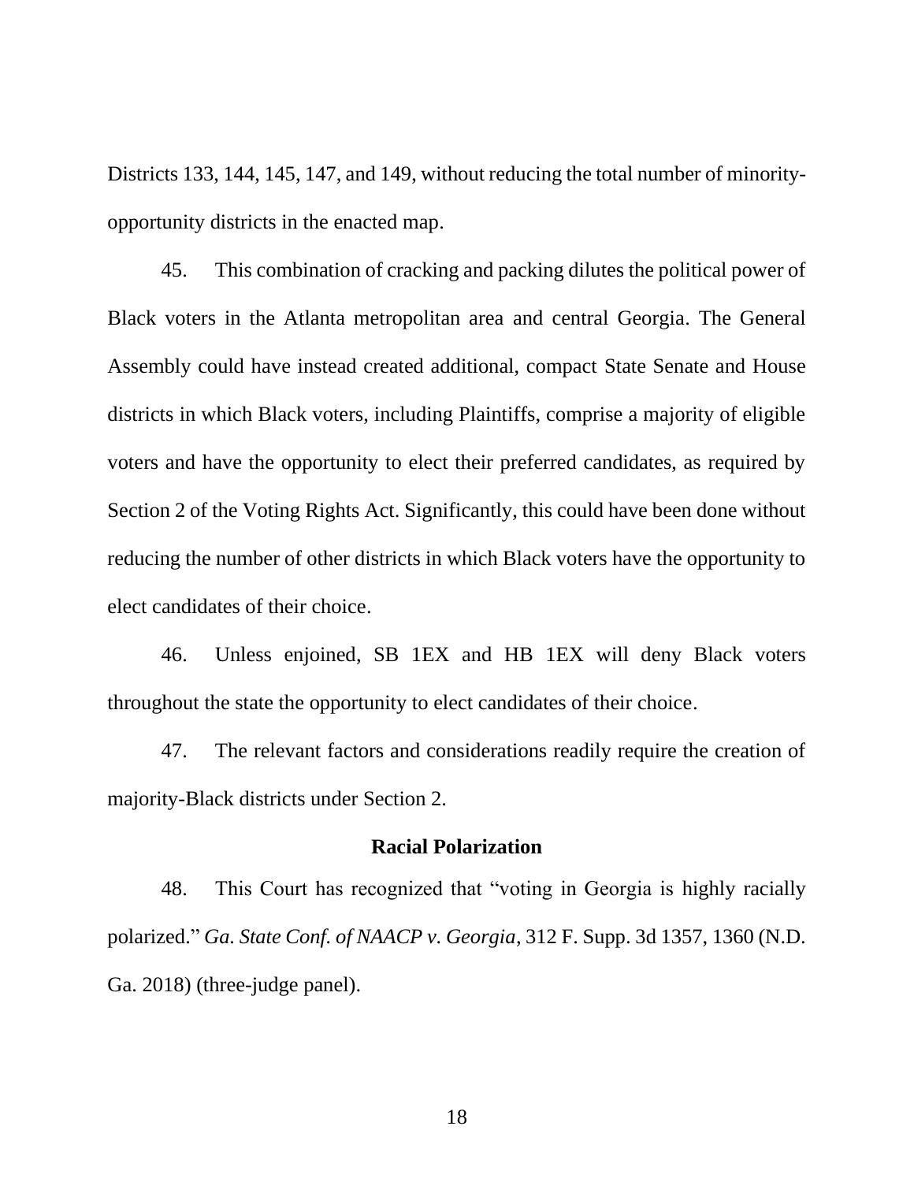Districts 133, 144, 145, 147, and 149, without reducing the total number of minority-opportunity districts in the enacted map.

45. This combination of cracking and packing dilutes the political power of Black voters in the Atlanta metropolitan area and central Georgia. The General Assembly could have instead created additional, compact State Senate and House districts in which Black voters, including Plaintiffs, comprise a majority of eligible voters and have the opportunity to elect their preferred candidates, as required by Section 2 of the Voting Rights Act. Significantly, this could have been done without reducing the number of other districts in which Black voters have the opportunity to elect candidates of their choice.

46. Unless enjoined, SB 1EX and HB 1EX will deny Black voters throughout the state the opportunity to elect candidates of their choice.

47. The relevant factors and considerations readily require the creation of majority-Black districts under Section 2.

**Racial Polarization**

48. This Court has recognized that "voting in Georgia is highly racially polarized." *Ga. State Conf. of NAACP v. Georgia*, 312 F. Supp. 3d 1357, 1360 (N.D. Ga. 2018) (three-judge panel).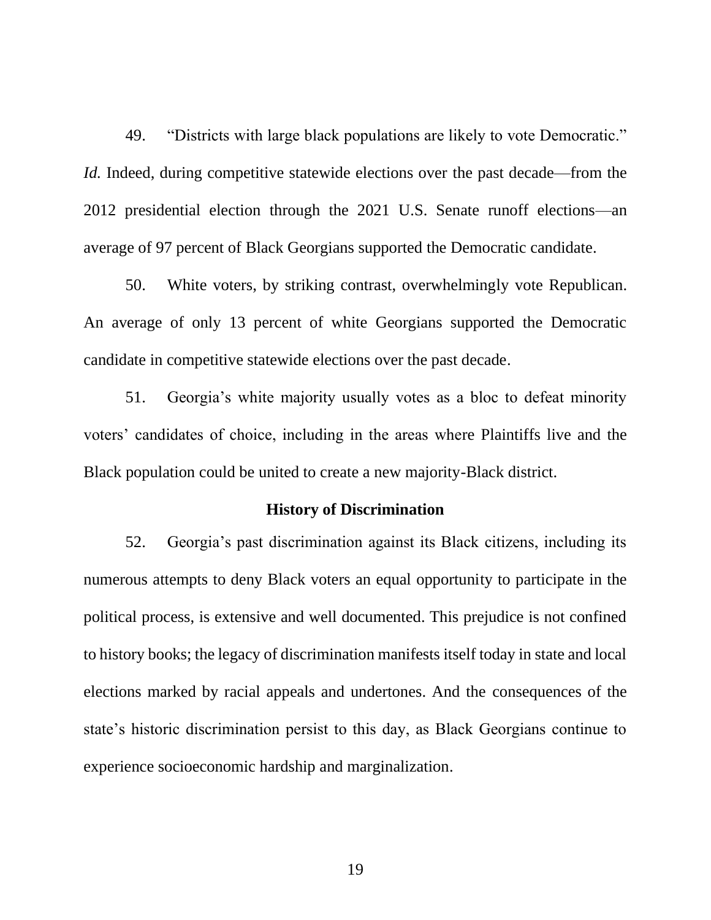49. "Districts with large black populations are likely to vote Democratic." *Id.* Indeed, during competitive statewide elections over the past decade—from the 2012 presidential election through the 2021 U.S. Senate runoff elections—an average of 97 percent of Black Georgians supported the Democratic candidate.

50. White voters, by striking contrast, overwhelmingly vote Republican. An average of only 13 percent of white Georgians supported the Democratic candidate in competitive statewide elections over the past decade.

51. Georgia's white majority usually votes as a bloc to defeat minority voters' candidates of choice, including in the areas where Plaintiffs live and the Black population could be united to create a new majority-Black district.

**History of Discrimination**

52. Georgia's past discrimination against its Black citizens, including its numerous attempts to deny Black voters an equal opportunity to participate in the political process, is extensive and well documented. This prejudice is not confined to history books; the legacy of discrimination manifests itself today in state and local elections marked by racial appeals and undertones. And the consequences of the state's historic discrimination persist to this day, as Black Georgians continue to experience socioeconomic hardship and marginalization.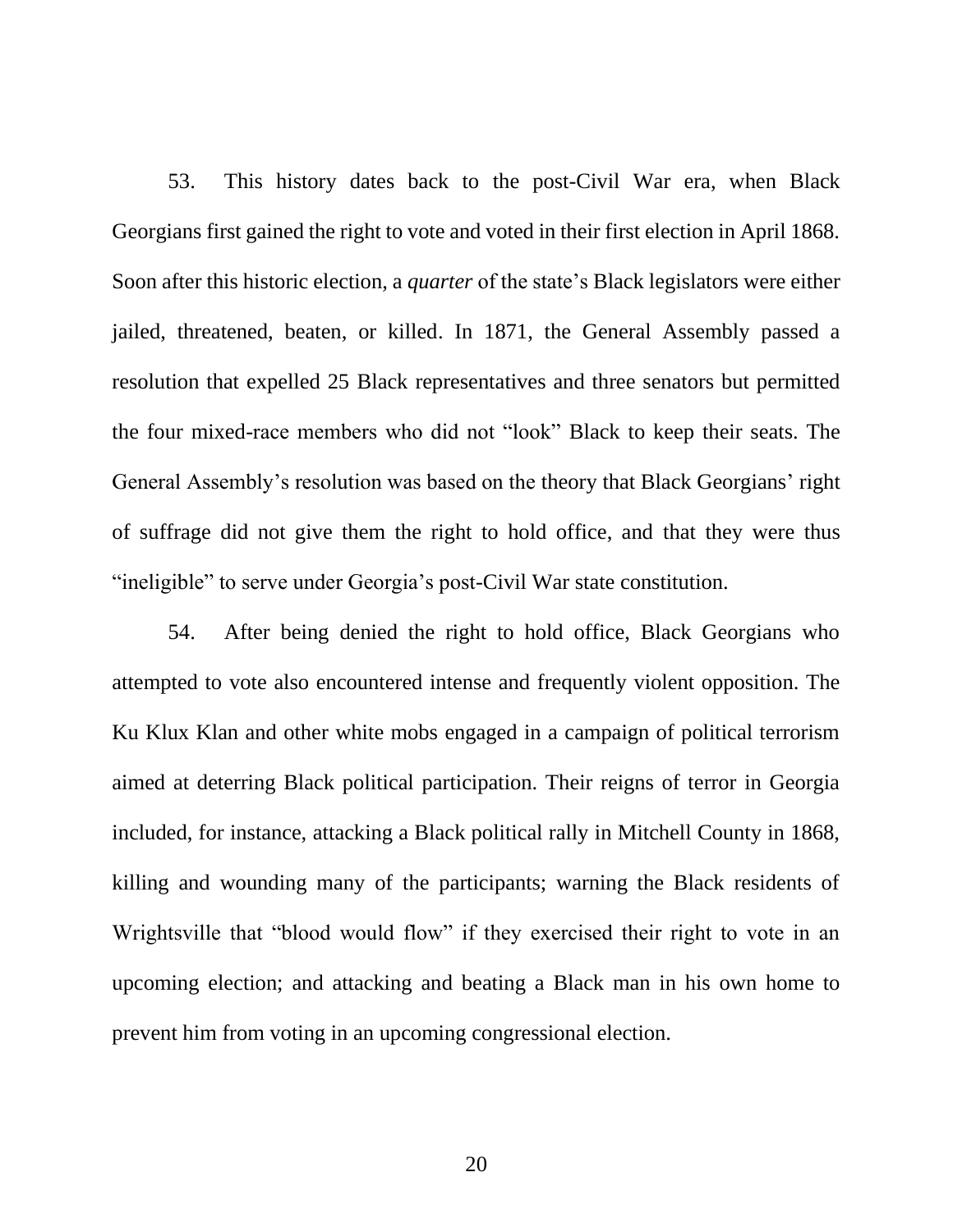53. This history dates back to the post-Civil War era, when Black Georgians first gained the right to vote and voted in their first election in April 1868. Soon after this historic election, a *quarter* of the state's Black legislators were either jailed, threatened, beaten, or killed. In 1871, the General Assembly passed a resolution that expelled 25 Black representatives and three senators but permitted the four mixed-race members who did not "look" Black to keep their seats. The General Assembly's resolution was based on the theory that Black Georgians' right of suffrage did not give them the right to hold office, and that they were thus "ineligible" to serve under Georgia's post-Civil War state constitution.

54. After being denied the right to hold office, Black Georgians who attempted to vote also encountered intense and frequently violent opposition. The Ku Klux Klan and other white mobs engaged in a campaign of political terrorism aimed at deterring Black political participation. Their reigns of terror in Georgia included, for instance, attacking a Black political rally in Mitchell County in 1868, killing and wounding many of the participants; warning the Black residents of Wrightsville that "blood would flow" if they exercised their right to vote in an upcoming election; and attacking and beating a Black man in his own home to prevent him from voting in an upcoming congressional election.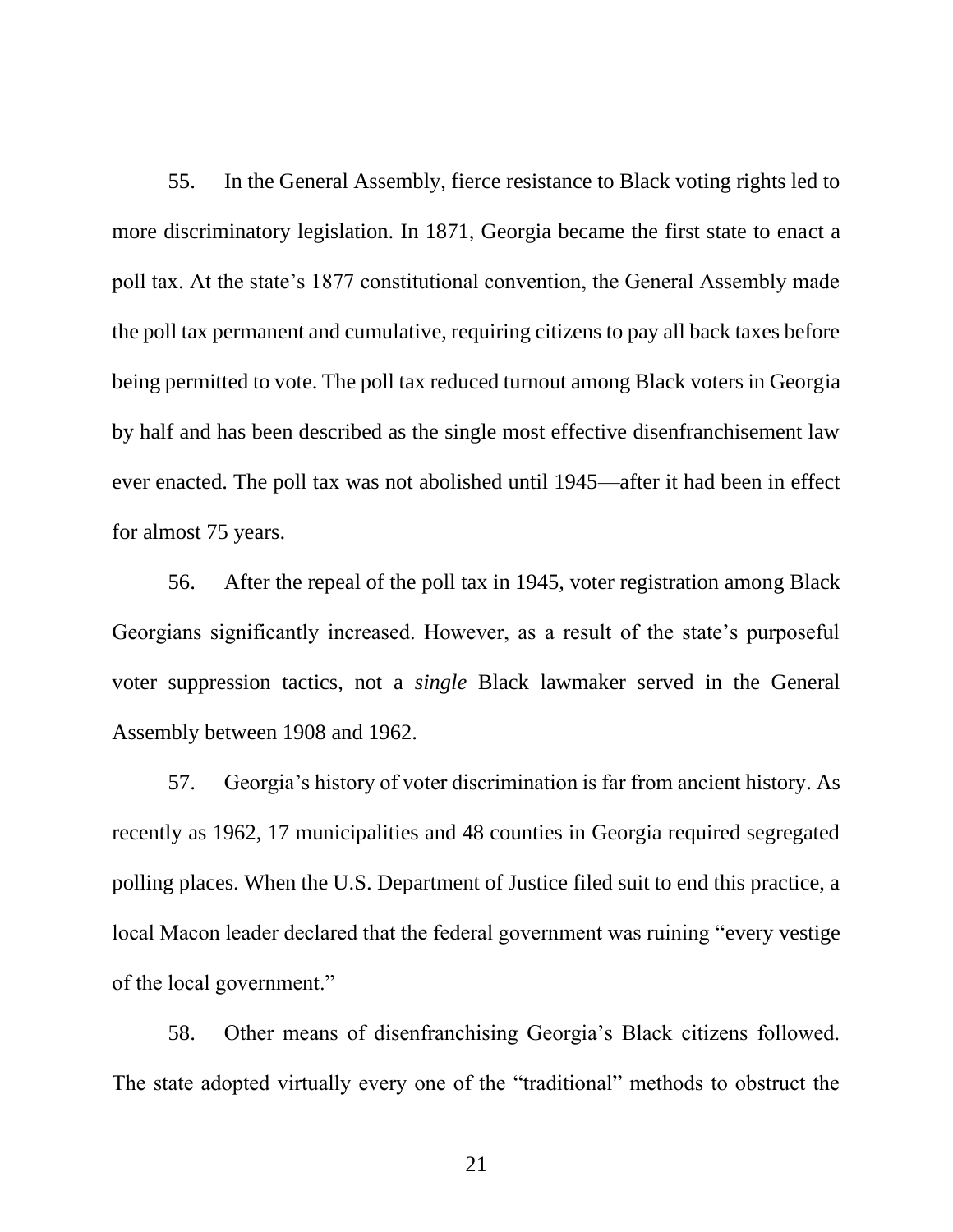55. In the General Assembly, fierce resistance to Black voting rights led to more discriminatory legislation. In 1871, Georgia became the first state to enact a poll tax. At the state's 1877 constitutional convention, the General Assembly made the poll tax permanent and cumulative, requiring citizens to pay all back taxes before being permitted to vote. The poll tax reduced turnout among Black voters in Georgia by half and has been described as the single most effective disenfranchisement law ever enacted. The poll tax was not abolished until 1945—after it had been in effect for almost 75 years.

56. After the repeal of the poll tax in 1945, voter registration among Black Georgians significantly increased. However, as a result of the state's purposeful voter suppression tactics, not a *single* Black lawmaker served in the General Assembly between 1908 and 1962.

57. Georgia's history of voter discrimination is far from ancient history. As recently as 1962, 17 municipalities and 48 counties in Georgia required segregated polling places. When the U.S. Department of Justice filed suit to end this practice, a local Macon leader declared that the federal government was ruining "every vestige of the local government."

58. Other means of disenfranchising Georgia's Black citizens followed. The state adopted virtually every one of the "traditional" methods to obstruct the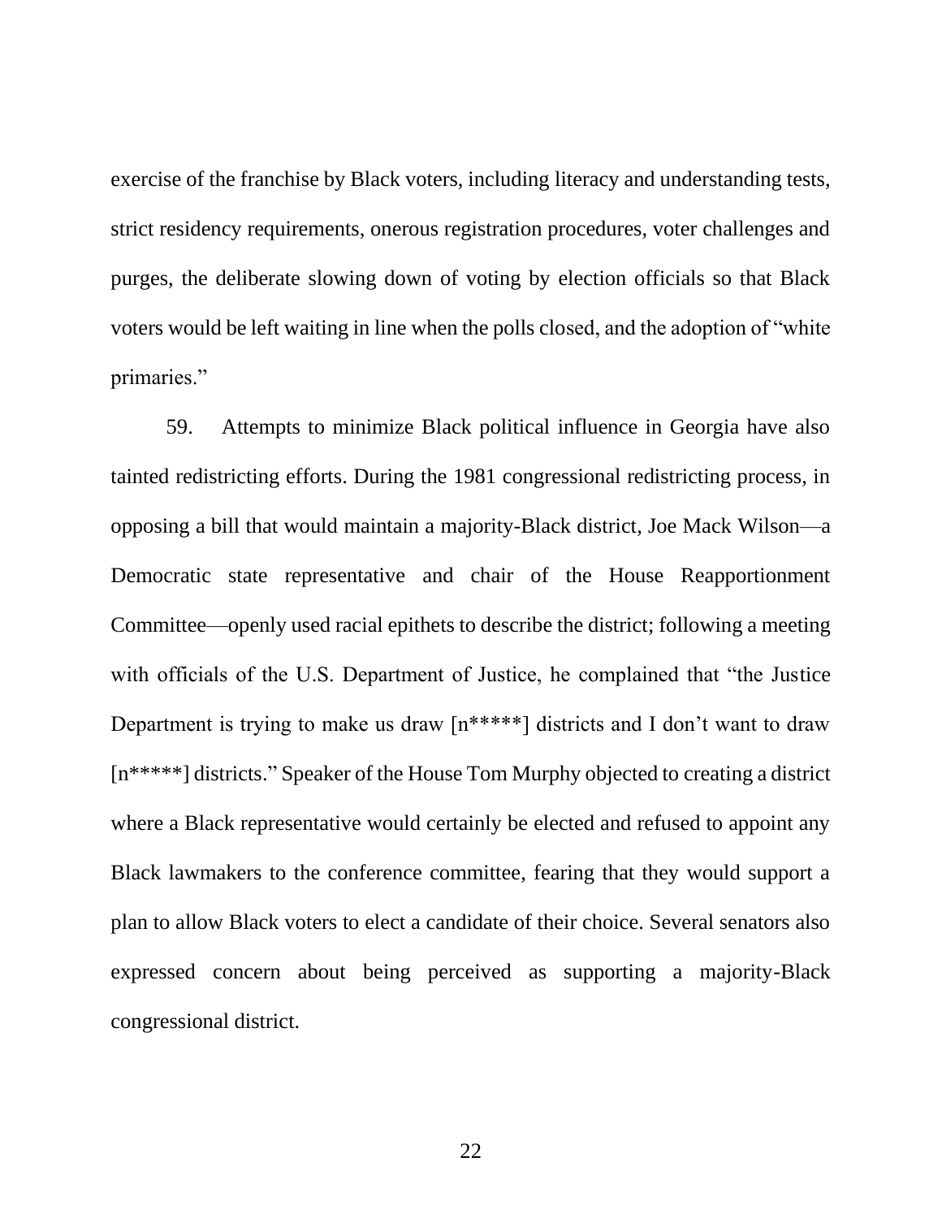exercise of the franchise by Black voters, including literacy and understanding tests, strict residency requirements, onerous registration procedures, voter challenges and purges, the deliberate slowing down of voting by election officials so that Black voters would be left waiting in line when the polls closed, and the adoption of "white primaries."

59. Attempts to minimize Black political influence in Georgia have also tainted redistricting efforts. During the 1981 congressional redistricting process, in opposing a bill that would maintain a majority-Black district, Joe Mack Wilson—a Democratic state representative and chair of the House Reapportionment Committee—openly used racial epithets to describe the district; following a meeting with officials of the U.S. Department of Justice, he complained that "the Justice Department is trying to make us draw [n*****] districts and I don't want to draw [n*****] districts." Speaker of the House Tom Murphy objected to creating a district where a Black representative would certainly be elected and refused to appoint any Black lawmakers to the conference committee, fearing that they would support a plan to allow Black voters to elect a candidate of their choice. Several senators also expressed concern about being perceived as supporting a majority-Black congressional district.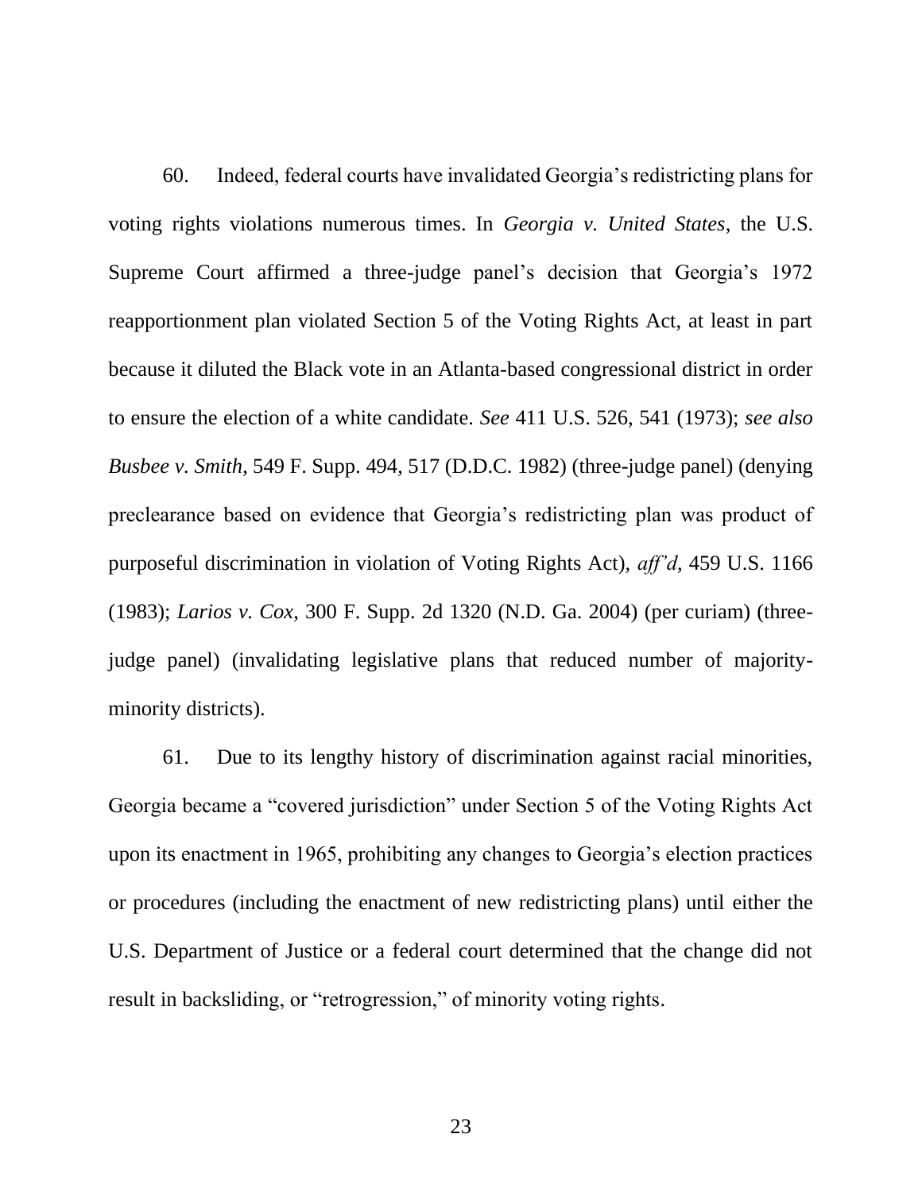60. Indeed, federal courts have invalidated Georgia's redistricting plans for voting rights violations numerous times. In *Georgia v. United States*, the U.S. Supreme Court affirmed a three-judge panel's decision that Georgia's 1972 reapportionment plan violated Section 5 of the Voting Rights Act, at least in part because it diluted the Black vote in an Atlanta-based congressional district in order to ensure the election of a white candidate. *See* 411 U.S. 526, 541 (1973); *see also Busbee v. Smith*, 549 F. Supp. 494, 517 (D.D.C. 1982) (three-judge panel) (denying preclearance based on evidence that Georgia's redistricting plan was product of purposeful discrimination in violation of Voting Rights Act), *aff'd*, 459 U.S. 1166 (1983); *Larios v. Cox*, 300 F. Supp. 2d 1320 (N.D. Ga. 2004) (per curiam) (three-judge panel) (invalidating legislative plans that reduced number of majority-minority districts).

61. Due to its lengthy history of discrimination against racial minorities, Georgia became a "covered jurisdiction" under Section 5 of the Voting Rights Act upon its enactment in 1965, prohibiting any changes to Georgia's election practices or procedures (including the enactment of new redistricting plans) until either the U.S. Department of Justice or a federal court determined that the change did not result in backsliding, or "retrogression," of minority voting rights.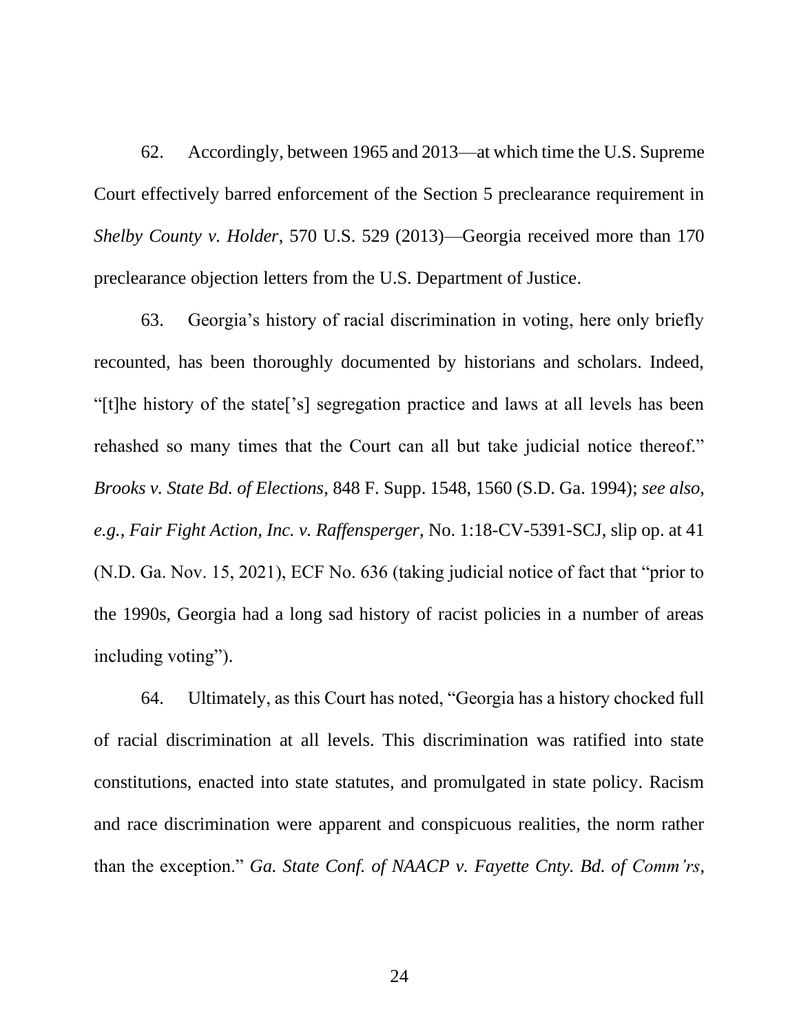62. Accordingly, between 1965 and 2013—at which time the U.S. Supreme Court effectively barred enforcement of the Section 5 preclearance requirement in *Shelby County v. Holder*, 570 U.S. 529 (2013)—Georgia received more than 170 preclearance objection letters from the U.S. Department of Justice.

63. Georgia's history of racial discrimination in voting, here only briefly recounted, has been thoroughly documented by historians and scholars. Indeed, "[t]he history of the state['s] segregation practice and laws at all levels has been rehashed so many times that the Court can all but take judicial notice thereof." *Brooks v. State Bd. of Elections*, 848 F. Supp. 1548, 1560 (S.D. Ga. 1994); *see also, e.g.*, *Fair Fight Action, Inc. v. Raffensperger*, No. 1:18-CV-5391-SCJ, slip op. at 41 (N.D. Ga. Nov. 15, 2021), ECF No. 636 (taking judicial notice of fact that "prior to the 1990s, Georgia had a long sad history of racist policies in a number of areas including voting").

64. Ultimately, as this Court has noted, "Georgia has a history chocked full of racial discrimination at all levels. This discrimination was ratified into state constitutions, enacted into state statutes, and promulgated in state policy. Racism and race discrimination were apparent and conspicuous realities, the norm rather than the exception." *Ga. State Conf. of NAACP v. Fayette Cnty. Bd. of Comm'rs*,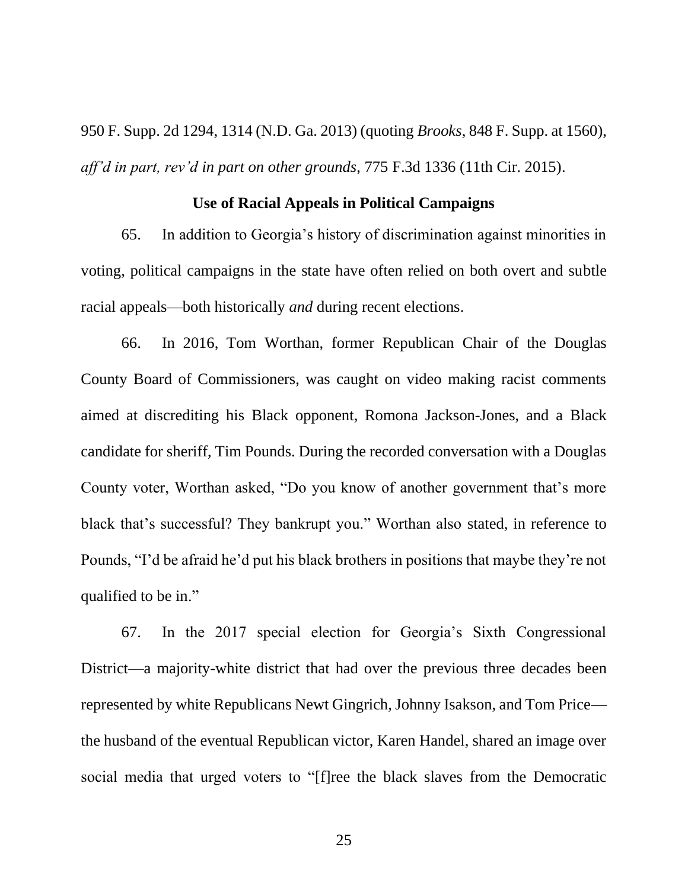950 F. Supp. 2d 1294, 1314 (N.D. Ga. 2013) (quoting *Brooks*, 848 F. Supp. at 1560), *aff'd in part, rev'd in part on other grounds*, 775 F.3d 1336 (11th Cir. 2015).

**Use of Racial Appeals in Political Campaigns**

65. In addition to Georgia's history of discrimination against minorities in voting, political campaigns in the state have often relied on both overt and subtle racial appeals—both historically *and* during recent elections.

66. In 2016, Tom Worthan, former Republican Chair of the Douglas County Board of Commissioners, was caught on video making racist comments aimed at discrediting his Black opponent, Romona Jackson-Jones, and a Black candidate for sheriff, Tim Pounds. During the recorded conversation with a Douglas County voter, Worthan asked, "Do you know of another government that's more black that's successful? They bankrupt you." Worthan also stated, in reference to Pounds, "I'd be afraid he'd put his black brothers in positions that maybe they're not qualified to be in."

67. In the 2017 special election for Georgia's Sixth Congressional District—a majority-white district that had over the previous three decades been represented by white Republicans Newt Gingrich, Johnny Isakson, and Tom Price—the husband of the eventual Republican victor, Karen Handel, shared an image over social media that urged voters to "[f]ree the black slaves from the Democratic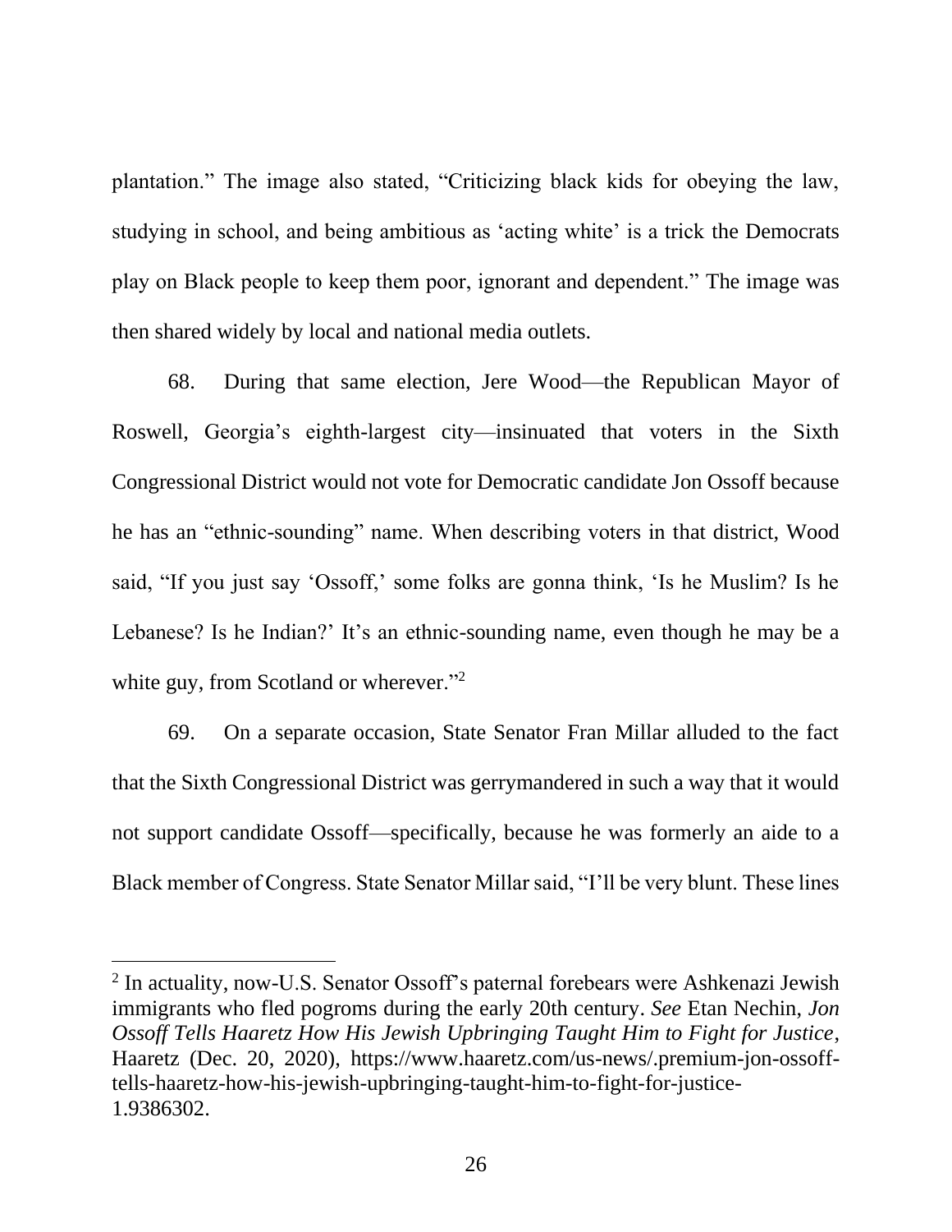plantation." The image also stated, "Criticizing black kids for obeying the law, studying in school, and being ambitious as 'acting white' is a trick the Democrats play on Black people to keep them poor, ignorant and dependent." The image was then shared widely by local and national media outlets.

68. During that same election, Jere Wood—the Republican Mayor of Roswell, Georgia's eighth-largest city—insinuated that voters in the Sixth Congressional District would not vote for Democratic candidate Jon Ossoff because he has an "ethnic-sounding" name. When describing voters in that district, Wood said, "If you just say 'Ossoff,' some folks are gonna think, 'Is he Muslim? Is he Lebanese? Is he Indian?' It's an ethnic-sounding name, even though he may be a white guy, from Scotland or wherever."[2]

69. On a separate occasion, State Senator Fran Millar alluded to the fact that the Sixth Congressional District was gerrymandered in such a way that it would not support candidate Ossoff—specifically, because he was formerly an aide to a Black member of Congress. State Senator Millar said, "I'll be very blunt. These lines

---

[2] In actuality, now-U.S. Senator Ossoff's paternal forebears were Ashkenazi Jewish immigrants who fled pogroms during the early 20th century. *See* Etan Nechin, *Jon Ossoff Tells Haaretz How His Jewish Upbringing Taught Him to Fight for Justice*, Haaretz (Dec. 20, 2020), https://www.haaretz.com/us-news/.premium-jon-ossoff-tells-haaretz-how-his-jewish-upbringing-taught-him-to-fight-for-justice-1.9386302.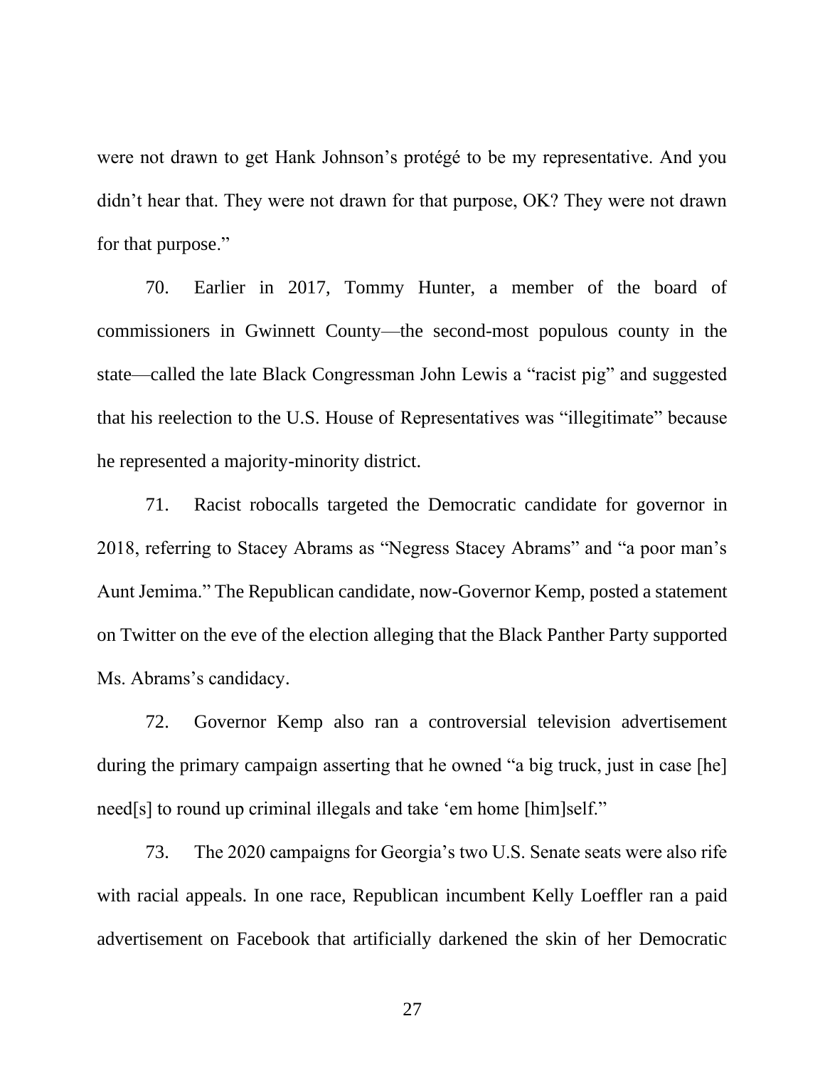were not drawn to get Hank Johnson's protégé to be my representative. And you didn't hear that. They were not drawn for that purpose, OK? They were not drawn for that purpose."

70. Earlier in 2017, Tommy Hunter, a member of the board of commissioners in Gwinnett County—the second-most populous county in the state—called the late Black Congressman John Lewis a "racist pig" and suggested that his reelection to the U.S. House of Representatives was "illegitimate" because he represented a majority-minority district.

71. Racist robocalls targeted the Democratic candidate for governor in 2018, referring to Stacey Abrams as "Negress Stacey Abrams" and "a poor man's Aunt Jemima." The Republican candidate, now-Governor Kemp, posted a statement on Twitter on the eve of the election alleging that the Black Panther Party supported Ms. Abrams's candidacy.

72. Governor Kemp also ran a controversial television advertisement during the primary campaign asserting that he owned "a big truck, just in case [he] need[s] to round up criminal illegals and take 'em home [him]self."

73. The 2020 campaigns for Georgia's two U.S. Senate seats were also rife with racial appeals. In one race, Republican incumbent Kelly Loeffler ran a paid advertisement on Facebook that artificially darkened the skin of her Democratic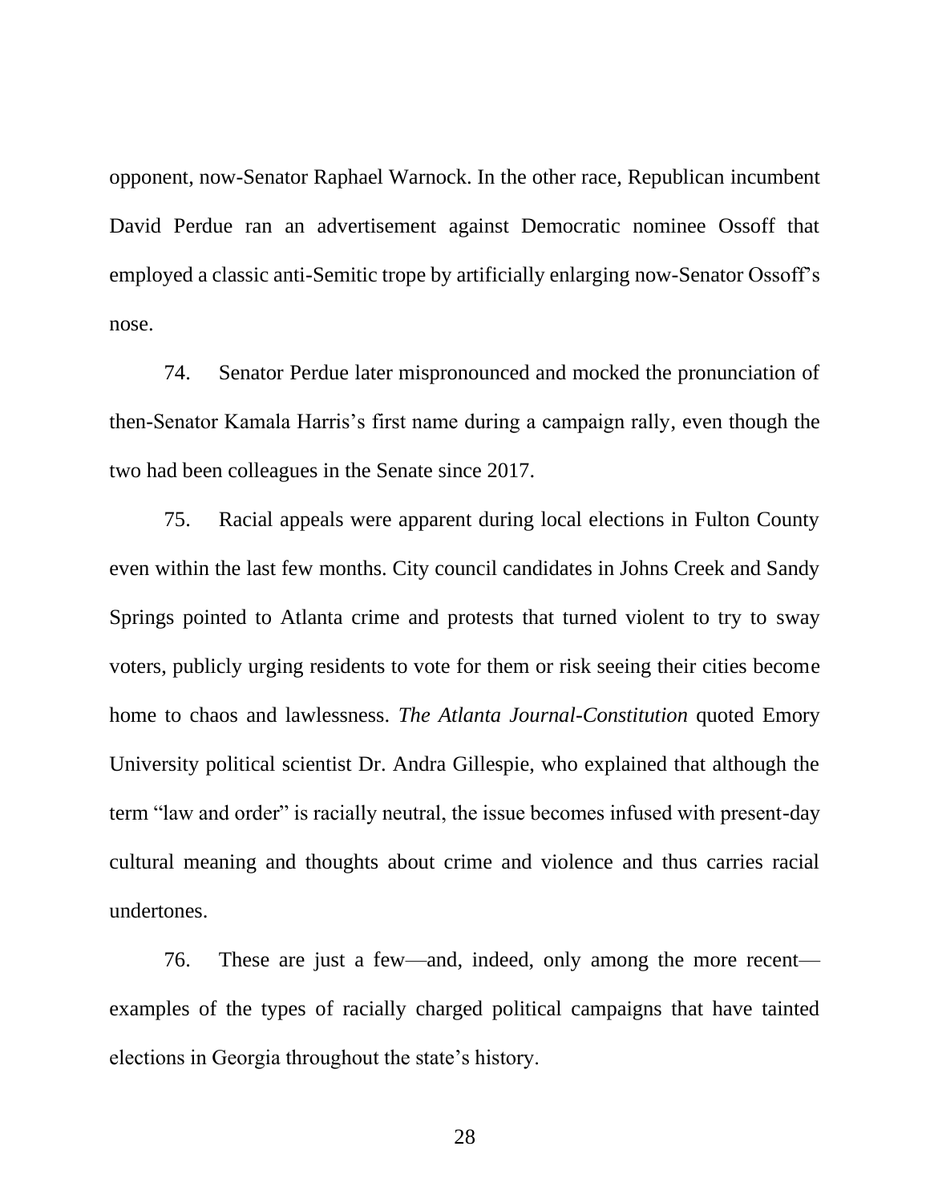opponent, now-Senator Raphael Warnock. In the other race, Republican incumbent David Perdue ran an advertisement against Democratic nominee Ossoff that employed a classic anti-Semitic trope by artificially enlarging now-Senator Ossoff's nose.

74. Senator Perdue later mispronounced and mocked the pronunciation of then-Senator Kamala Harris's first name during a campaign rally, even though the two had been colleagues in the Senate since 2017.

75. Racial appeals were apparent during local elections in Fulton County even within the last few months. City council candidates in Johns Creek and Sandy Springs pointed to Atlanta crime and protests that turned violent to try to sway voters, publicly urging residents to vote for them or risk seeing their cities become home to chaos and lawlessness. *The Atlanta Journal-Constitution* quoted Emory University political scientist Dr. Andra Gillespie, who explained that although the term "law and order" is racially neutral, the issue becomes infused with present-day cultural meaning and thoughts about crime and violence and thus carries racial undertones.

76. These are just a few—and, indeed, only among the more recent—examples of the types of racially charged political campaigns that have tainted elections in Georgia throughout the state's history.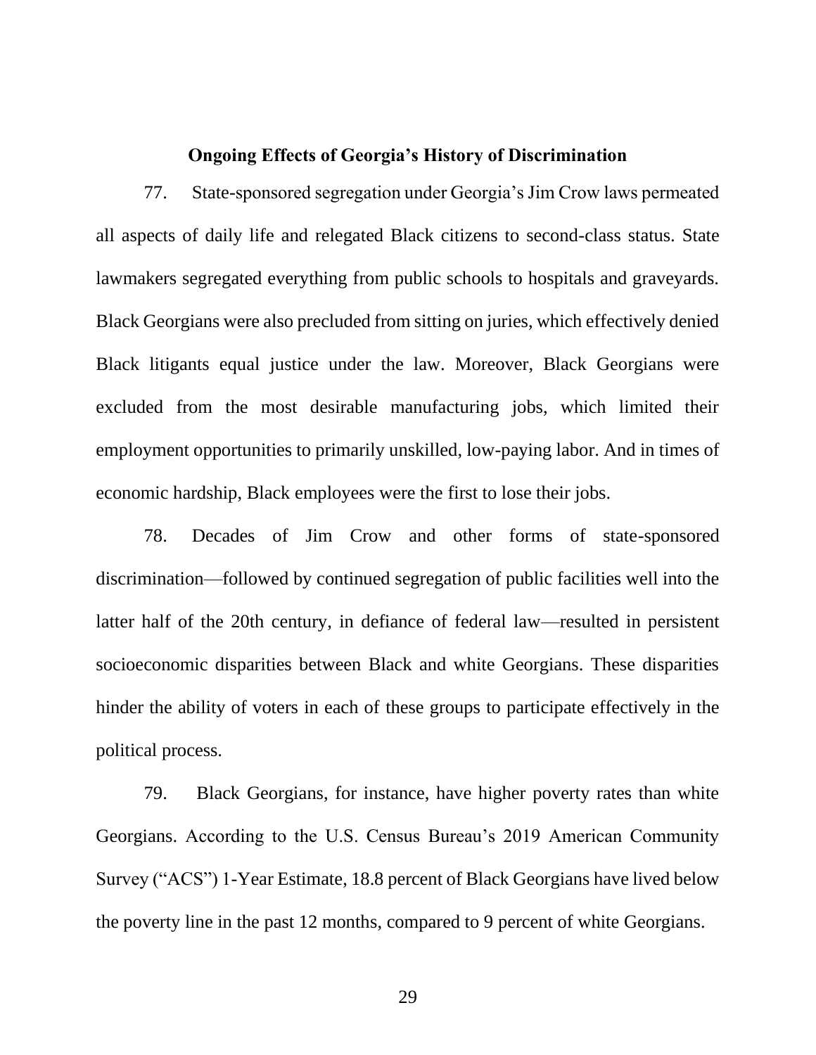**Ongoing Effects of Georgia's History of Discrimination**

77. State-sponsored segregation under Georgia's Jim Crow laws permeated all aspects of daily life and relegated Black citizens to second-class status. State lawmakers segregated everything from public schools to hospitals and graveyards. Black Georgians were also precluded from sitting on juries, which effectively denied Black litigants equal justice under the law. Moreover, Black Georgians were excluded from the most desirable manufacturing jobs, which limited their employment opportunities to primarily unskilled, low-paying labor. And in times of economic hardship, Black employees were the first to lose their jobs.

78. Decades of Jim Crow and other forms of state-sponsored discrimination—followed by continued segregation of public facilities well into the latter half of the 20th century, in defiance of federal law—resulted in persistent socioeconomic disparities between Black and white Georgians. These disparities hinder the ability of voters in each of these groups to participate effectively in the political process.

79. Black Georgians, for instance, have higher poverty rates than white Georgians. According to the U.S. Census Bureau's 2019 American Community Survey ("ACS") 1-Year Estimate, 18.8 percent of Black Georgians have lived below the poverty line in the past 12 months, compared to 9 percent of white Georgians.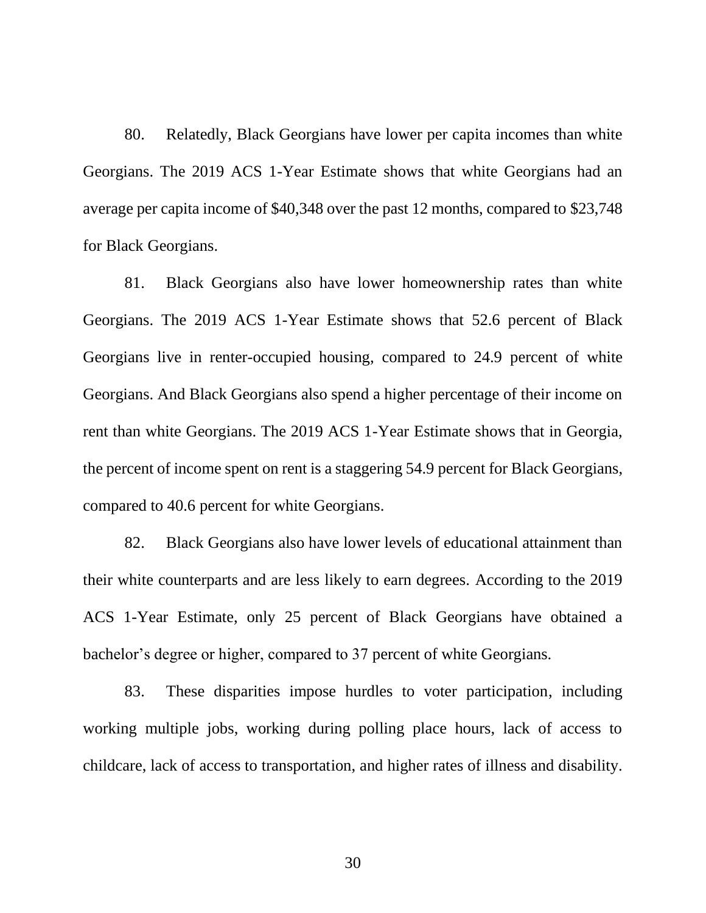80. Relatedly, Black Georgians have lower per capita incomes than white Georgians. The 2019 ACS 1-Year Estimate shows that white Georgians had an average per capita income of $40,348 over the past 12 months, compared to $23,748 for Black Georgians.

81. Black Georgians also have lower homeownership rates than white Georgians. The 2019 ACS 1-Year Estimate shows that 52.6 percent of Black Georgians live in renter-occupied housing, compared to 24.9 percent of white Georgians. And Black Georgians also spend a higher percentage of their income on rent than white Georgians. The 2019 ACS 1-Year Estimate shows that in Georgia, the percent of income spent on rent is a staggering 54.9 percent for Black Georgians, compared to 40.6 percent for white Georgians.

82. Black Georgians also have lower levels of educational attainment than their white counterparts and are less likely to earn degrees. According to the 2019 ACS 1-Year Estimate, only 25 percent of Black Georgians have obtained a bachelor's degree or higher, compared to 37 percent of white Georgians.

83. These disparities impose hurdles to voter participation, including working multiple jobs, working during polling place hours, lack of access to childcare, lack of access to transportation, and higher rates of illness and disability.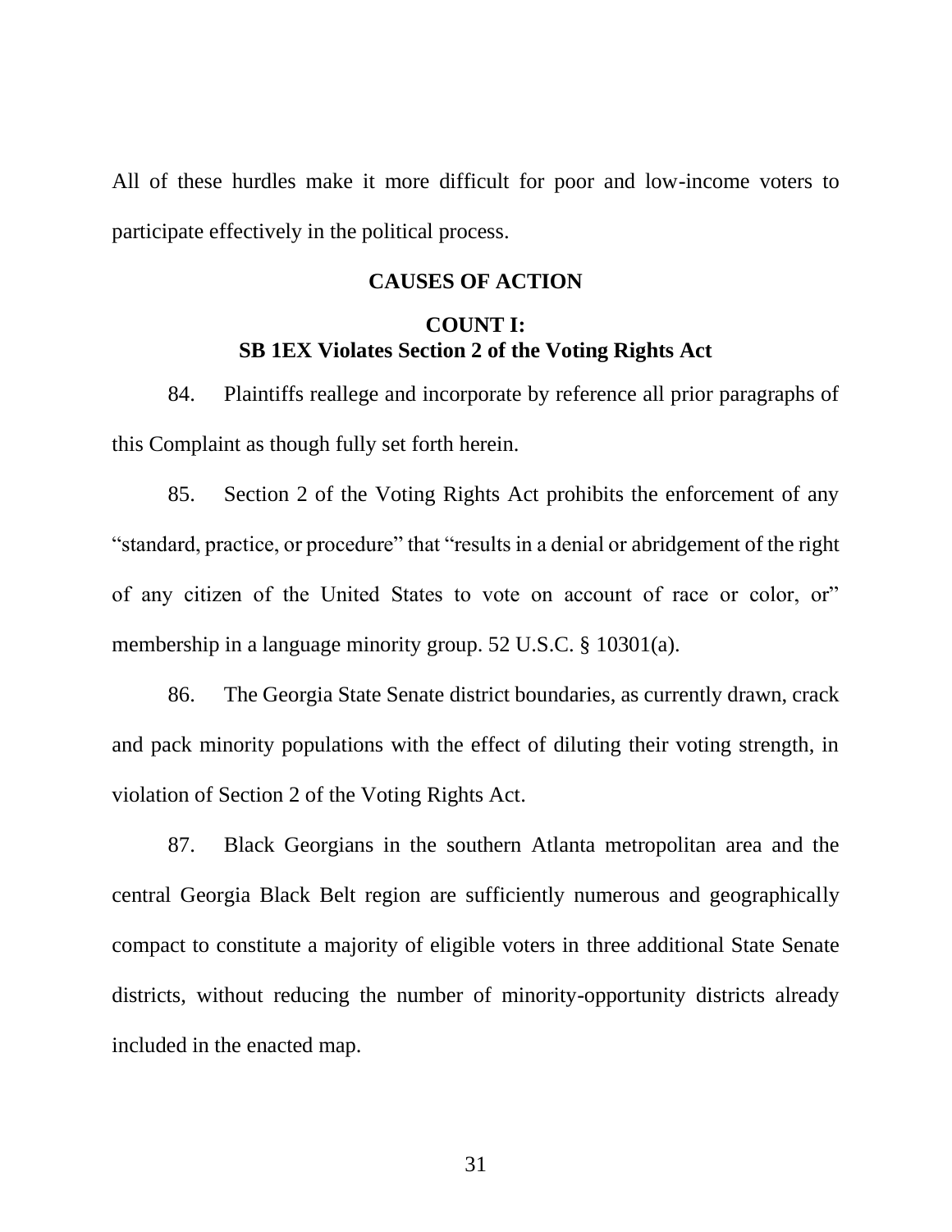All of these hurdles make it more difficult for poor and low-income voters to participate effectively in the political process.

## CAUSES OF ACTION

### COUNT I:
### SB 1EX Violates Section 2 of the Voting Rights Act

84. Plaintiffs reallege and incorporate by reference all prior paragraphs of this Complaint as though fully set forth herein.

85. Section 2 of the Voting Rights Act prohibits the enforcement of any "standard, practice, or procedure" that "results in a denial or abridgement of the right of any citizen of the United States to vote on account of race or color, or" membership in a language minority group. 52 U.S.C. § 10301(a).

86. The Georgia State Senate district boundaries, as currently drawn, crack and pack minority populations with the effect of diluting their voting strength, in violation of Section 2 of the Voting Rights Act.

87. Black Georgians in the southern Atlanta metropolitan area and the central Georgia Black Belt region are sufficiently numerous and geographically compact to constitute a majority of eligible voters in three additional State Senate districts, without reducing the number of minority-opportunity districts already included in the enacted map.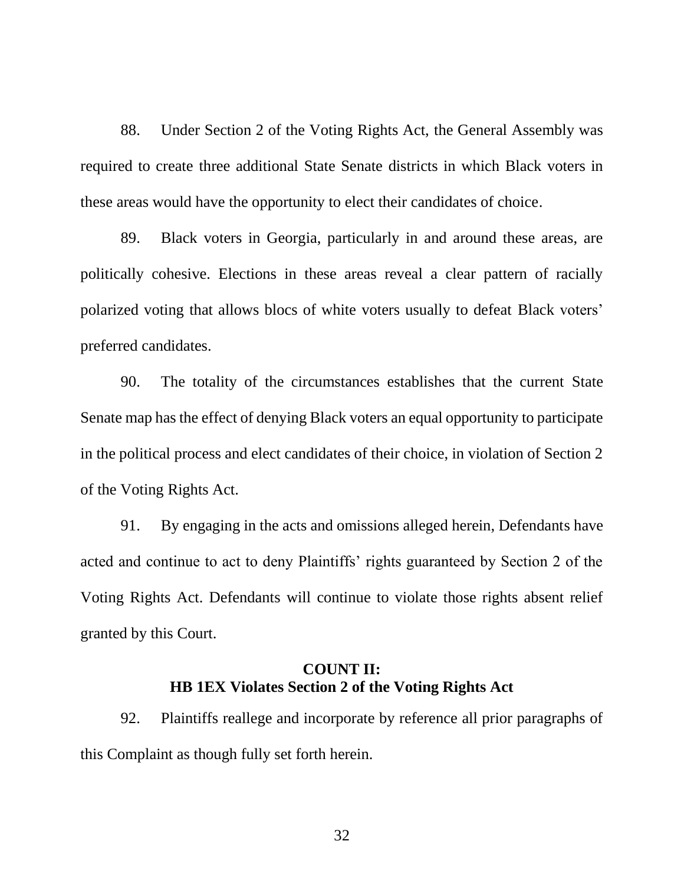88. Under Section 2 of the Voting Rights Act, the General Assembly was required to create three additional State Senate districts in which Black voters in these areas would have the opportunity to elect their candidates of choice.

89. Black voters in Georgia, particularly in and around these areas, are politically cohesive. Elections in these areas reveal a clear pattern of racially polarized voting that allows blocs of white voters usually to defeat Black voters' preferred candidates.

90. The totality of the circumstances establishes that the current State Senate map has the effect of denying Black voters an equal opportunity to participate in the political process and elect candidates of their choice, in violation of Section 2 of the Voting Rights Act.

91. By engaging in the acts and omissions alleged herein, Defendants have acted and continue to act to deny Plaintiffs' rights guaranteed by Section 2 of the Voting Rights Act. Defendants will continue to violate those rights absent relief granted by this Court.

## COUNT II: HB 1EX Violates Section 2 of the Voting Rights Act

92. Plaintiffs reallege and incorporate by reference all prior paragraphs of this Complaint as though fully set forth herein.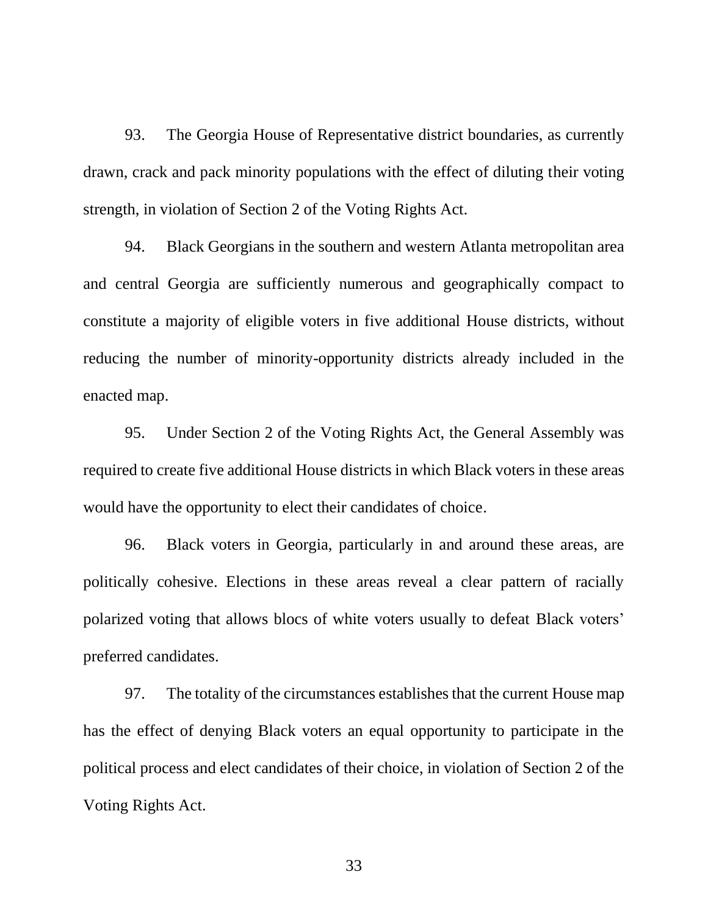93. The Georgia House of Representative district boundaries, as currently drawn, crack and pack minority populations with the effect of diluting their voting strength, in violation of Section 2 of the Voting Rights Act.

94. Black Georgians in the southern and western Atlanta metropolitan area and central Georgia are sufficiently numerous and geographically compact to constitute a majority of eligible voters in five additional House districts, without reducing the number of minority-opportunity districts already included in the enacted map.

95. Under Section 2 of the Voting Rights Act, the General Assembly was required to create five additional House districts in which Black voters in these areas would have the opportunity to elect their candidates of choice.

96. Black voters in Georgia, particularly in and around these areas, are politically cohesive. Elections in these areas reveal a clear pattern of racially polarized voting that allows blocs of white voters usually to defeat Black voters' preferred candidates.

97. The totality of the circumstances establishes that the current House map has the effect of denying Black voters an equal opportunity to participate in the political process and elect candidates of their choice, in violation of Section 2 of the Voting Rights Act.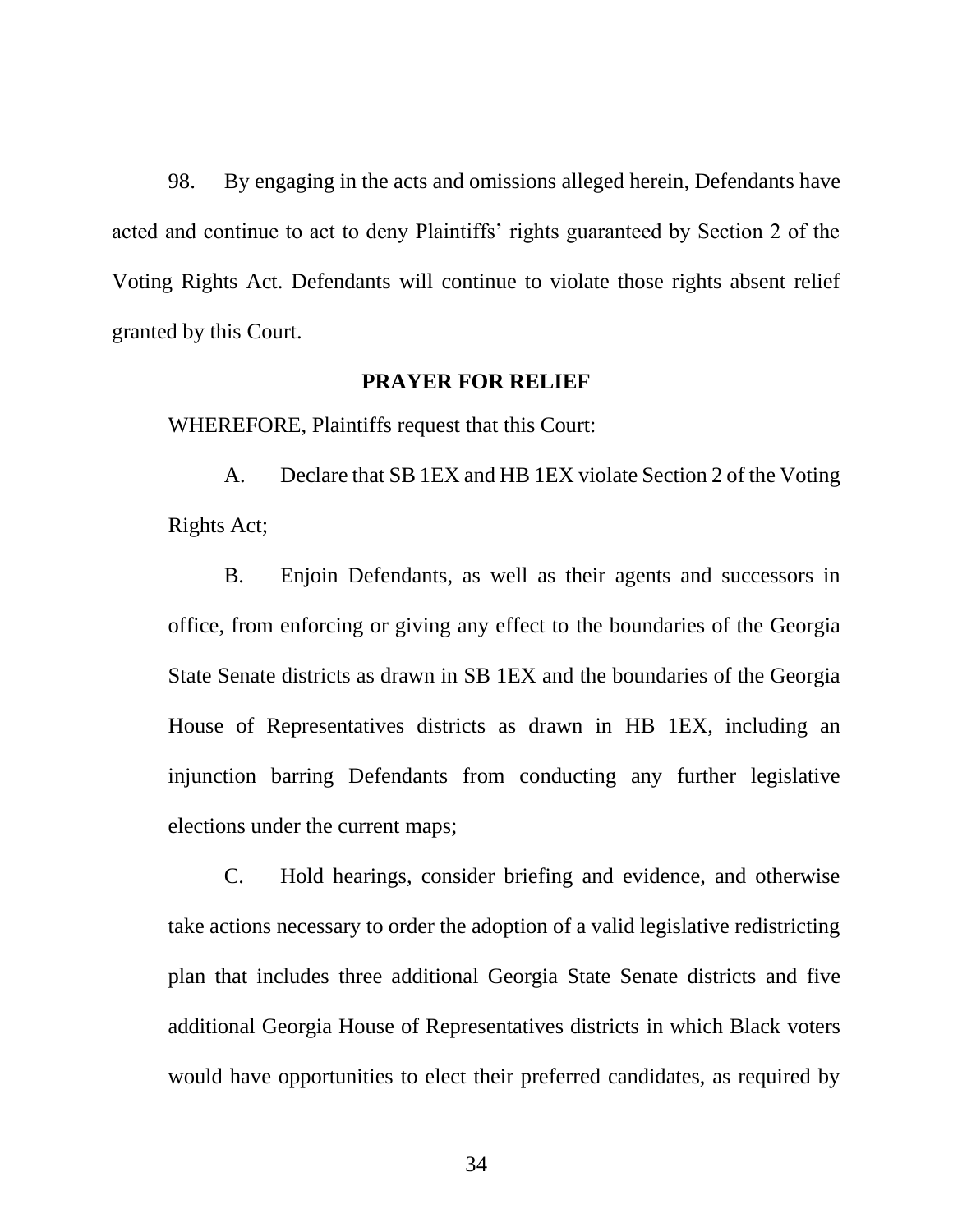98. By engaging in the acts and omissions alleged herein, Defendants have acted and continue to act to deny Plaintiffs' rights guaranteed by Section 2 of the Voting Rights Act. Defendants will continue to violate those rights absent relief granted by this Court.

**PRAYER FOR RELIEF**

WHEREFORE, Plaintiffs request that this Court:

A. Declare that SB 1EX and HB 1EX violate Section 2 of the Voting Rights Act;

B. Enjoin Defendants, as well as their agents and successors in office, from enforcing or giving any effect to the boundaries of the Georgia State Senate districts as drawn in SB 1EX and the boundaries of the Georgia House of Representatives districts as drawn in HB 1EX, including an injunction barring Defendants from conducting any further legislative elections under the current maps;

C. Hold hearings, consider briefing and evidence, and otherwise take actions necessary to order the adoption of a valid legislative redistricting plan that includes three additional Georgia State Senate districts and five additional Georgia House of Representatives districts in which Black voters would have opportunities to elect their preferred candidates, as required by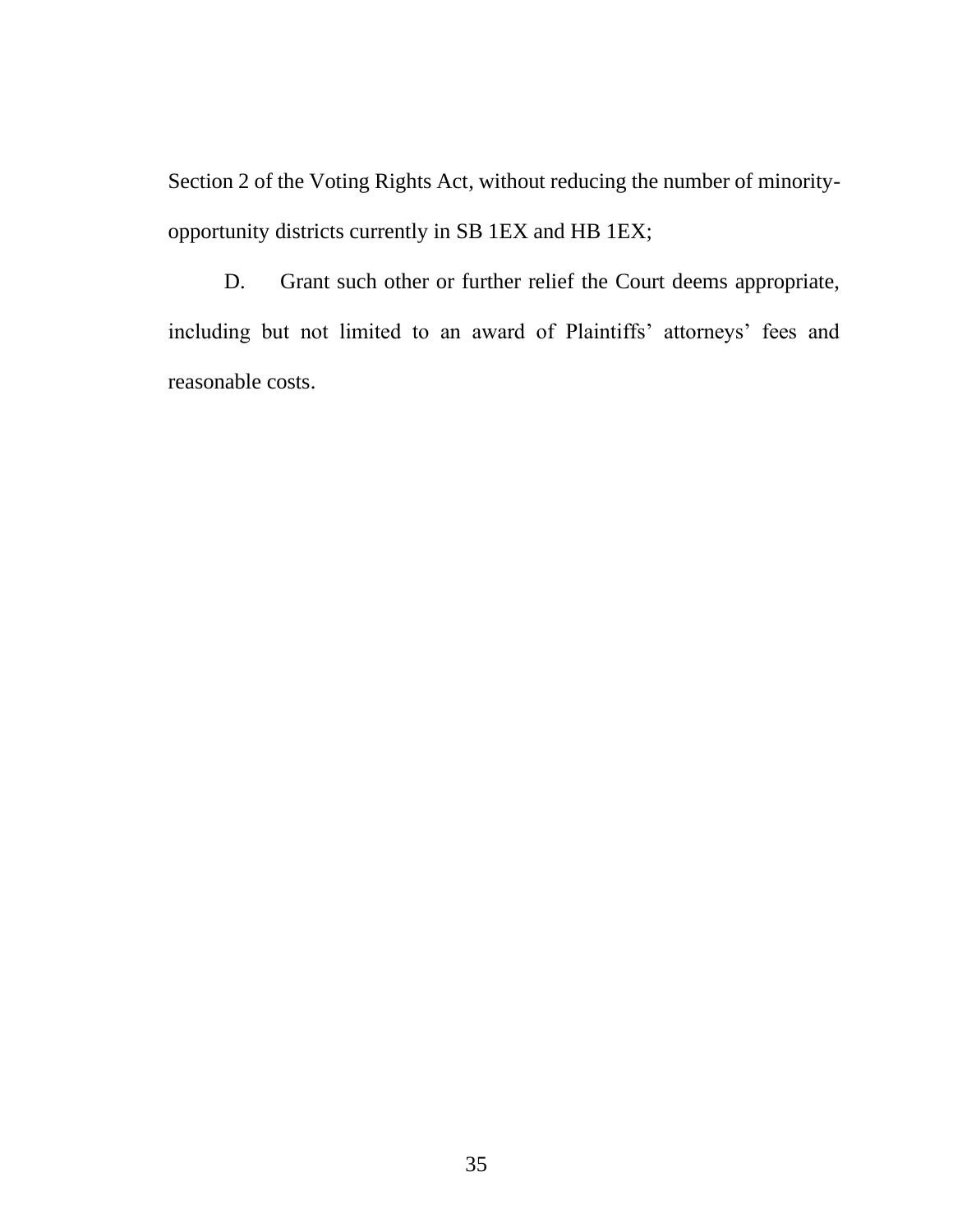Section 2 of the Voting Rights Act, without reducing the number of minority-opportunity districts currently in SB 1EX and HB 1EX;

D. Grant such other or further relief the Court deems appropriate, including but not limited to an award of Plaintiffs' attorneys' fees and reasonable costs.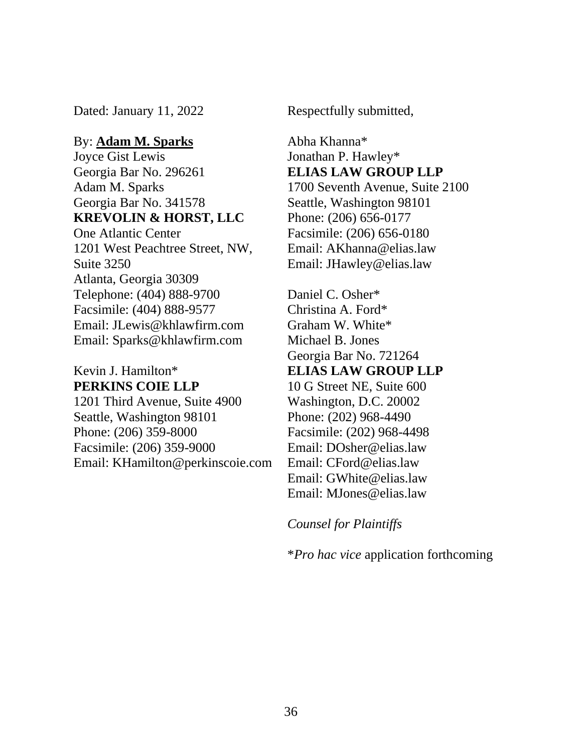Dated: January 11, 2022

By: **Adam M. Sparks**
Joyce Gist Lewis
Georgia Bar No. 296261
Adam M. Sparks
Georgia Bar No. 341578
**KREVOLIN & HORST, LLC**
One Atlantic Center
1201 West Peachtree Street, NW,
Suite 3250
Atlanta, Georgia 30309
Telephone: (404) 888-9700
Facsimile: (404) 888-9577
Email: JLewis@khlawfirm.com
Email: Sparks@khlawfirm.com

Kevin J. Hamilton*
**PERKINS COIE LLP**
1201 Third Avenue, Suite 4900
Seattle, Washington 98101
Phone: (206) 359-8000
Facsimile: (206) 359-9000
Email: KHamilton@perkinscoie.com

Respectfully submitted,

Abha Khanna*
Jonathan P. Hawley*
**ELIAS LAW GROUP LLP**
1700 Seventh Avenue, Suite 2100
Seattle, Washington 98101
Phone: (206) 656-0177
Facsimile: (206) 656-0180
Email: AKhanna@elias.law
Email: JHawley@elias.law

Daniel C. Osher*
Christina A. Ford*
Graham W. White*
Michael B. Jones
Georgia Bar No. 721264
**ELIAS LAW GROUP LLP**
10 G Street NE, Suite 600
Washington, D.C. 20002
Phone: (202) 968-4490
Facsimile: (202) 968-4498
Email: DOsher@elias.law
Email: CFord@elias.law
Email: GWhite@elias.law
Email: MJones@elias.law

*Counsel for Plaintiffs*

\**Pro hac vice* application forthcoming